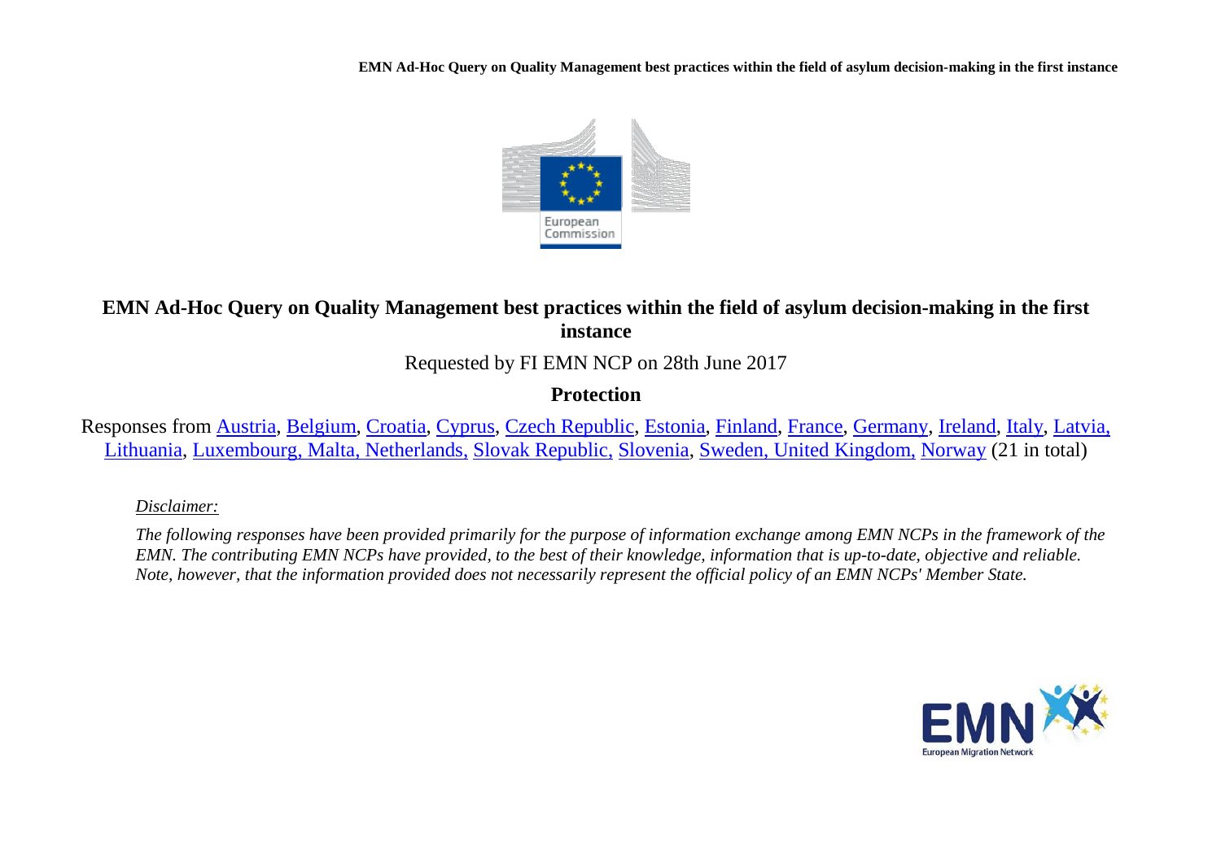# EMN Ad-Hoc Query on Quality Management best practices within the field of asylum decision-making in the first instance

Requested by FI EMN NCP on 28th June 2017

**Protection**

Responses from Austria, Belgium, Croatia, Cyprus, Czech Republic, Estonia, Finland, France, Germany, Ireland, Italy, Latvia, Lithuania, Luxembourg, Malta, Netherlands, Slovak Republic, Slovenia, Sweden, United Kingdom, Norway (21 in total)

*Disclaimer:*

*The following responses have been provided primarily for the purpose of information exchange among EMN NCPs in the framework of the EMN. The contributing EMN NCPs have provided, to the best of their knowledge, information that is up-to-date, objective and reliable. Note, however, that the information provided does not necessarily represent the official policy of an EMN NCPs' Member State.*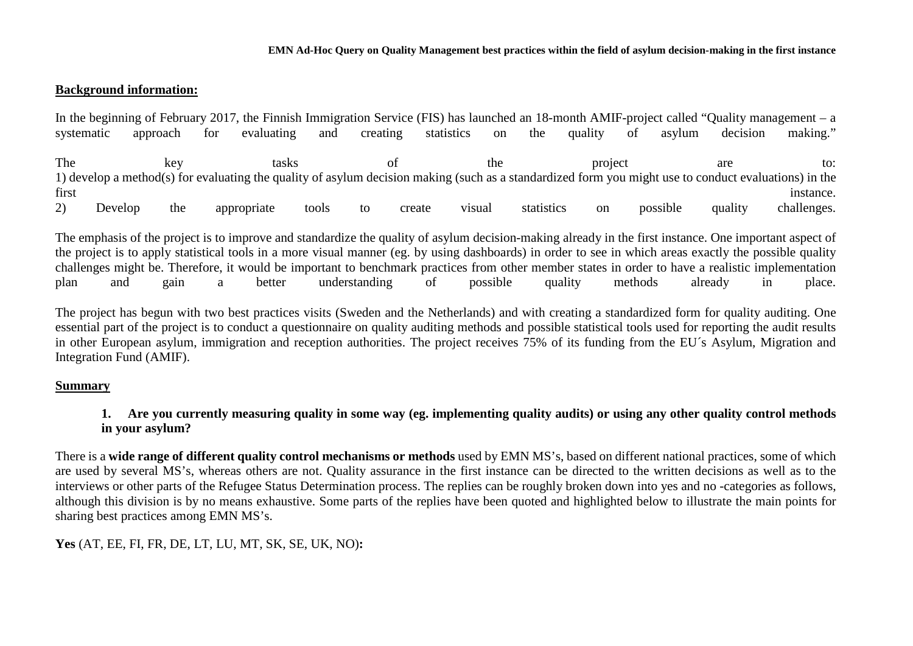## Background information:

In the beginning of February 2017, the Finnish Immigration Service (FIS) has launched an 18-month AMIF-project called "Quality management – a systematic approach for evaluating and creating statistics on the quality of asylum decision making."

The key tasks of the project are to:
1) develop a method(s) for evaluating the quality of asylum decision making (such as a standardized form you might use to conduct evaluations) in the first instance.
2) Develop the appropriate tools to create visual statistics on possible quality challenges.

The emphasis of the project is to improve and standardize the quality of asylum decision-making already in the first instance. One important aspect of the project is to apply statistical tools in a more visual manner (eg. by using dashboards) in order to see in which areas exactly the possible quality challenges might be. Therefore, it would be important to benchmark practices from other member states in order to have a realistic implementation plan and gain a better understanding of possible quality methods already in place.

The project has begun with two best practices visits (Sweden and the Netherlands) and with creating a standardized form for quality auditing. One essential part of the project is to conduct a questionnaire on quality auditing methods and possible statistical tools used for reporting the audit results in other European asylum, immigration and reception authorities. The project receives 75% of its funding from the EU´s Asylum, Migration and Integration Fund (AMIF).

## Summary

**1. Are you currently measuring quality in some way (eg. implementing quality audits) or using any other quality control methods in your asylum?**

There is a **wide range of different quality control mechanisms or methods** used by EMN MS's, based on different national practices, some of which are used by several MS's, whereas others are not. Quality assurance in the first instance can be directed to the written decisions as well as to the interviews or other parts of the Refugee Status Determination process. The replies can be roughly broken down into yes and no -categories as follows, although this division is by no means exhaustive. Some parts of the replies have been quoted and highlighted below to illustrate the main points for sharing best practices among EMN MS's.

**Yes** (AT, EE, FI, FR, DE, LT, LU, MT, SK, SE, UK, NO)**:**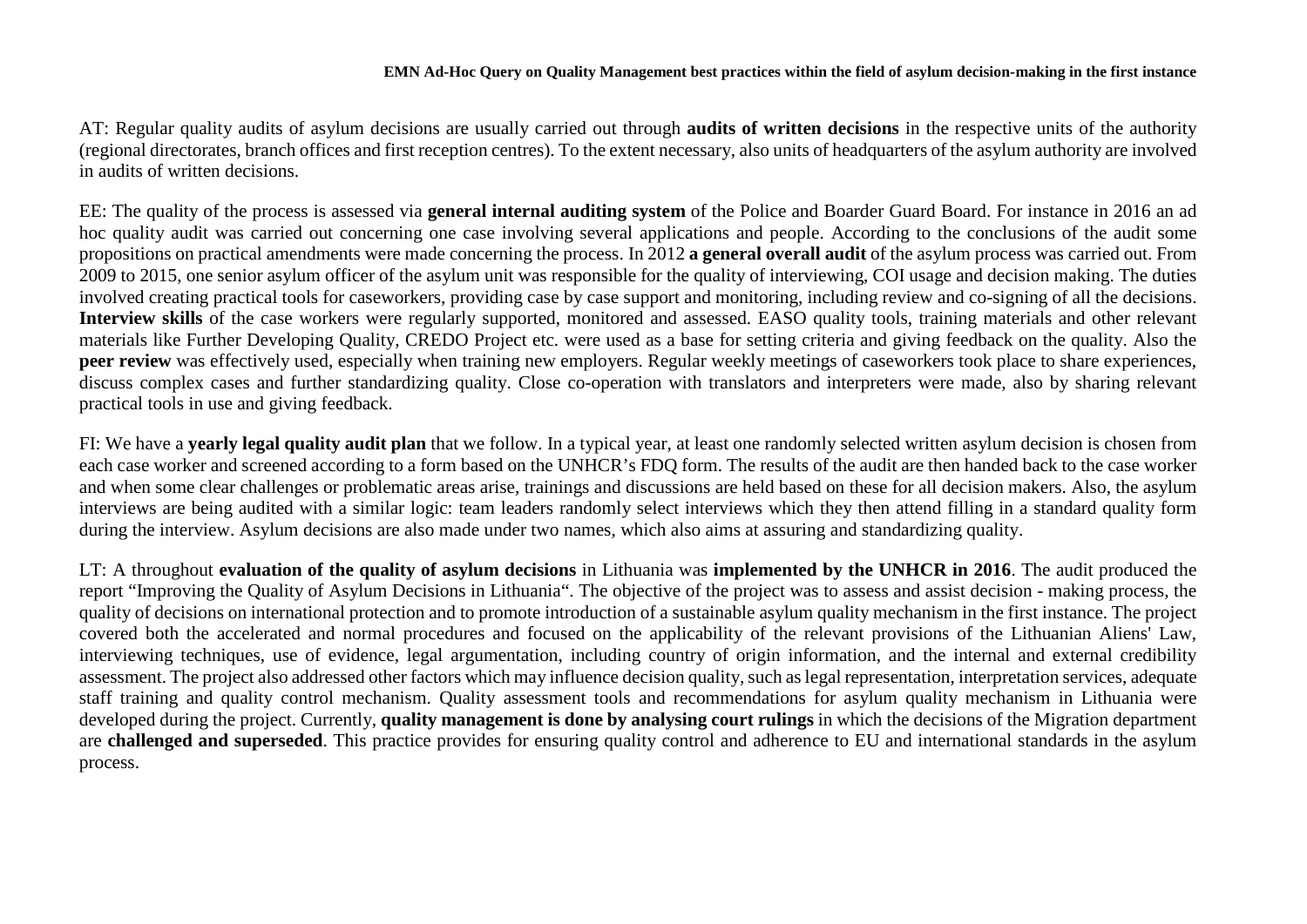AT: Regular quality audits of asylum decisions are usually carried out through **audits of written decisions** in the respective units of the authority (regional directorates, branch offices and first reception centres). To the extent necessary, also units of headquarters of the asylum authority are involved in audits of written decisions.

EE: The quality of the process is assessed via **general internal auditing system** of the Police and Boarder Guard Board. For instance in 2016 an ad hoc quality audit was carried out concerning one case involving several applications and people. According to the conclusions of the audit some propositions on practical amendments were made concerning the process. In 2012 **a general overall audit** of the asylum process was carried out. From 2009 to 2015, one senior asylum officer of the asylum unit was responsible for the quality of interviewing, COI usage and decision making. The duties involved creating practical tools for caseworkers, providing case by case support and monitoring, including review and co-signing of all the decisions. **Interview skills** of the case workers were regularly supported, monitored and assessed. EASO quality tools, training materials and other relevant materials like Further Developing Quality, CREDO Project etc. were used as a base for setting criteria and giving feedback on the quality. Also the **peer review** was effectively used, especially when training new employers. Regular weekly meetings of caseworkers took place to share experiences, discuss complex cases and further standardizing quality. Close co-operation with translators and interpreters were made, also by sharing relevant practical tools in use and giving feedback.

FI: We have a **yearly legal quality audit plan** that we follow. In a typical year, at least one randomly selected written asylum decision is chosen from each case worker and screened according to a form based on the UNHCR's FDQ form. The results of the audit are then handed back to the case worker and when some clear challenges or problematic areas arise, trainings and discussions are held based on these for all decision makers. Also, the asylum interviews are being audited with a similar logic: team leaders randomly select interviews which they then attend filling in a standard quality form during the interview. Asylum decisions are also made under two names, which also aims at assuring and standardizing quality.

LT: A throughout **evaluation of the quality of asylum decisions** in Lithuania was **implemented by the UNHCR in 2016**. The audit produced the report "Improving the Quality of Asylum Decisions in Lithuania". The objective of the project was to assess and assist decision - making process, the quality of decisions on international protection and to promote introduction of a sustainable asylum quality mechanism in the first instance. The project covered both the accelerated and normal procedures and focused on the applicability of the relevant provisions of the Lithuanian Aliens' Law, interviewing techniques, use of evidence, legal argumentation, including country of origin information, and the internal and external credibility assessment. The project also addressed other factors which may influence decision quality, such as legal representation, interpretation services, adequate staff training and quality control mechanism. Quality assessment tools and recommendations for asylum quality mechanism in Lithuania were developed during the project. Currently, **quality management is done by analysing court rulings** in which the decisions of the Migration department are **challenged and superseded**. This practice provides for ensuring quality control and adherence to EU and international standards in the asylum process.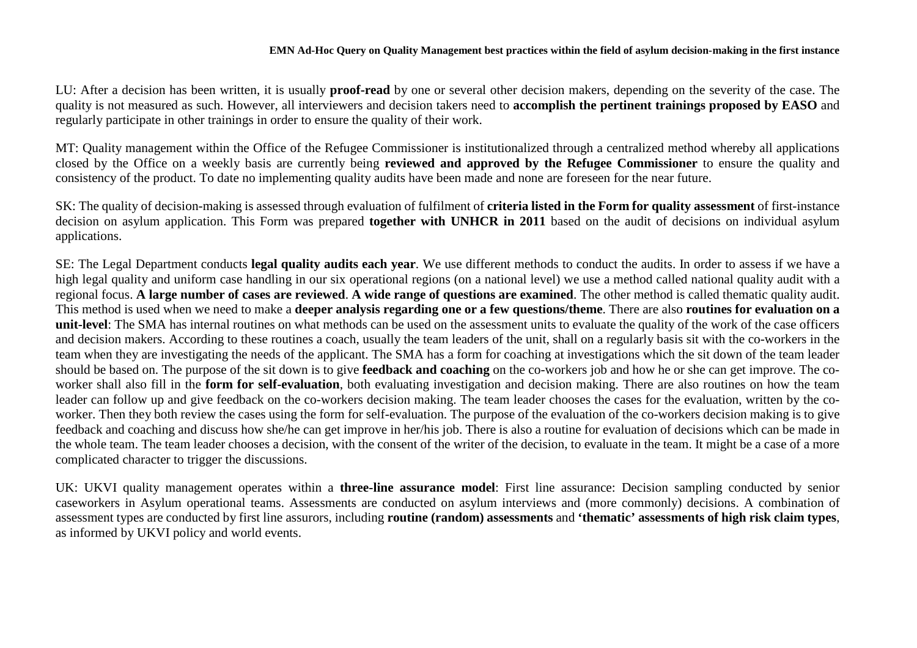LU: After a decision has been written, it is usually **proof-read** by one or several other decision makers, depending on the severity of the case. The quality is not measured as such. However, all interviewers and decision takers need to **accomplish the pertinent trainings proposed by EASO** and regularly participate in other trainings in order to ensure the quality of their work.

MT: Quality management within the Office of the Refugee Commissioner is institutionalized through a centralized method whereby all applications closed by the Office on a weekly basis are currently being **reviewed and approved by the Refugee Commissioner** to ensure the quality and consistency of the product. To date no implementing quality audits have been made and none are foreseen for the near future.

SK: The quality of decision-making is assessed through evaluation of fulfilment of **criteria listed in the Form for quality assessment** of first-instance decision on asylum application. This Form was prepared **together with UNHCR in 2011** based on the audit of decisions on individual asylum applications.

SE: The Legal Department conducts **legal quality audits each year**. We use different methods to conduct the audits. In order to assess if we have a high legal quality and uniform case handling in our six operational regions (on a national level) we use a method called national quality audit with a regional focus. **A large number of cases are reviewed**. **A wide range of questions are examined**. The other method is called thematic quality audit. This method is used when we need to make a **deeper analysis regarding one or a few questions/theme**. There are also **routines for evaluation on a unit-level**: The SMA has internal routines on what methods can be used on the assessment units to evaluate the quality of the work of the case officers and decision makers. According to these routines a coach, usually the team leaders of the unit, shall on a regularly basis sit with the co-workers in the team when they are investigating the needs of the applicant. The SMA has a form for coaching at investigations which the sit down of the team leader should be based on. The purpose of the sit down is to give **feedback and coaching** on the co-workers job and how he or she can get improve. The co-worker shall also fill in the **form for self-evaluation**, both evaluating investigation and decision making. There are also routines on how the team leader can follow up and give feedback on the co-workers decision making. The team leader chooses the cases for the evaluation, written by the co-worker. Then they both review the cases using the form for self-evaluation. The purpose of the evaluation of the co-workers decision making is to give feedback and coaching and discuss how she/he can get improve in her/his job. There is also a routine for evaluation of decisions which can be made in the whole team. The team leader chooses a decision, with the consent of the writer of the decision, to evaluate in the team. It might be a case of a more complicated character to trigger the discussions.

UK: UKVI quality management operates within a **three-line assurance model**: First line assurance: Decision sampling conducted by senior caseworkers in Asylum operational teams. Assessments are conducted on asylum interviews and (more commonly) decisions. A combination of assessment types are conducted by first line assurors, including **routine (random) assessments** and **'thematic' assessments of high risk claim types**, as informed by UKVI policy and world events.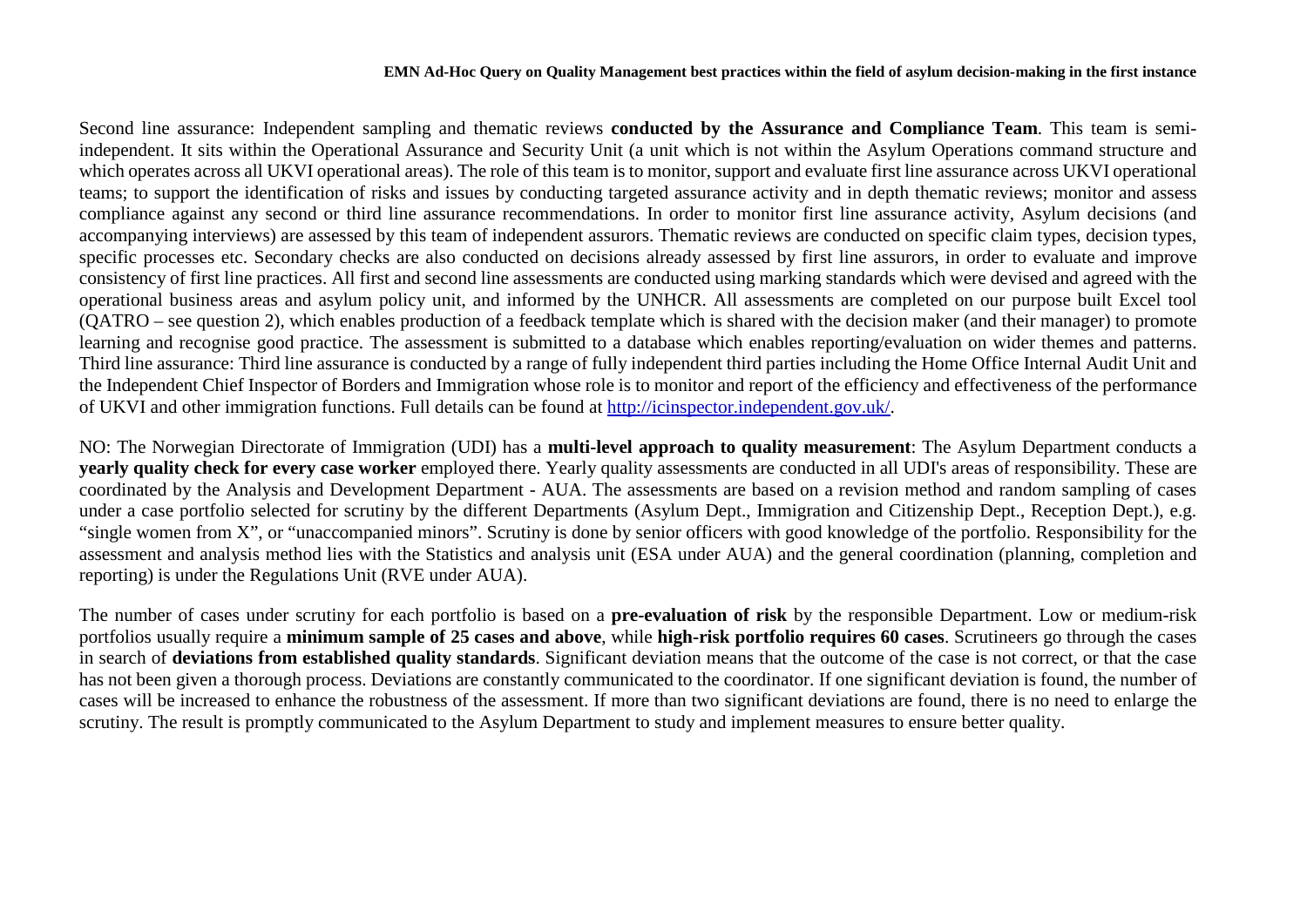Second line assurance: Independent sampling and thematic reviews **conducted by the Assurance and Compliance Team**. This team is semi-independent. It sits within the Operational Assurance and Security Unit (a unit which is not within the Asylum Operations command structure and which operates across all UKVI operational areas). The role of this team is to monitor, support and evaluate first line assurance across UKVI operational teams; to support the identification of risks and issues by conducting targeted assurance activity and in depth thematic reviews; monitor and assess compliance against any second or third line assurance recommendations. In order to monitor first line assurance activity, Asylum decisions (and accompanying interviews) are assessed by this team of independent assurors. Thematic reviews are conducted on specific claim types, decision types, specific processes etc. Secondary checks are also conducted on decisions already assessed by first line assurors, in order to evaluate and improve consistency of first line practices. All first and second line assessments are conducted using marking standards which were devised and agreed with the operational business areas and asylum policy unit, and informed by the UNHCR. All assessments are completed on our purpose built Excel tool (QATRO – see question 2), which enables production of a feedback template which is shared with the decision maker (and their manager) to promote learning and recognise good practice. The assessment is submitted to a database which enables reporting/evaluation on wider themes and patterns. Third line assurance: Third line assurance is conducted by a range of fully independent third parties including the Home Office Internal Audit Unit and the Independent Chief Inspector of Borders and Immigration whose role is to monitor and report of the efficiency and effectiveness of the performance of UKVI and other immigration functions. Full details can be found at [http://icinspector.independent.gov.uk/](http://icinspector.independent.gov.uk/).

NO: The Norwegian Directorate of Immigration (UDI) has a **multi-level approach to quality measurement**: The Asylum Department conducts a **yearly quality check for every case worker** employed there. Yearly quality assessments are conducted in all UDI's areas of responsibility. These are coordinated by the Analysis and Development Department - AUA. The assessments are based on a revision method and random sampling of cases under a case portfolio selected for scrutiny by the different Departments (Asylum Dept., Immigration and Citizenship Dept., Reception Dept.), e.g. "single women from X", or "unaccompanied minors". Scrutiny is done by senior officers with good knowledge of the portfolio. Responsibility for the assessment and analysis method lies with the Statistics and analysis unit (ESA under AUA) and the general coordination (planning, completion and reporting) is under the Regulations Unit (RVE under AUA).

The number of cases under scrutiny for each portfolio is based on a **pre-evaluation of risk** by the responsible Department. Low or medium-risk portfolios usually require a **minimum sample of 25 cases and above**, while **high-risk portfolio requires 60 cases**. Scrutineers go through the cases in search of **deviations from established quality standards**. Significant deviation means that the outcome of the case is not correct, or that the case has not been given a thorough process. Deviations are constantly communicated to the coordinator. If one significant deviation is found, the number of cases will be increased to enhance the robustness of the assessment. If more than two significant deviations are found, there is no need to enlarge the scrutiny. The result is promptly communicated to the Asylum Department to study and implement measures to ensure better quality.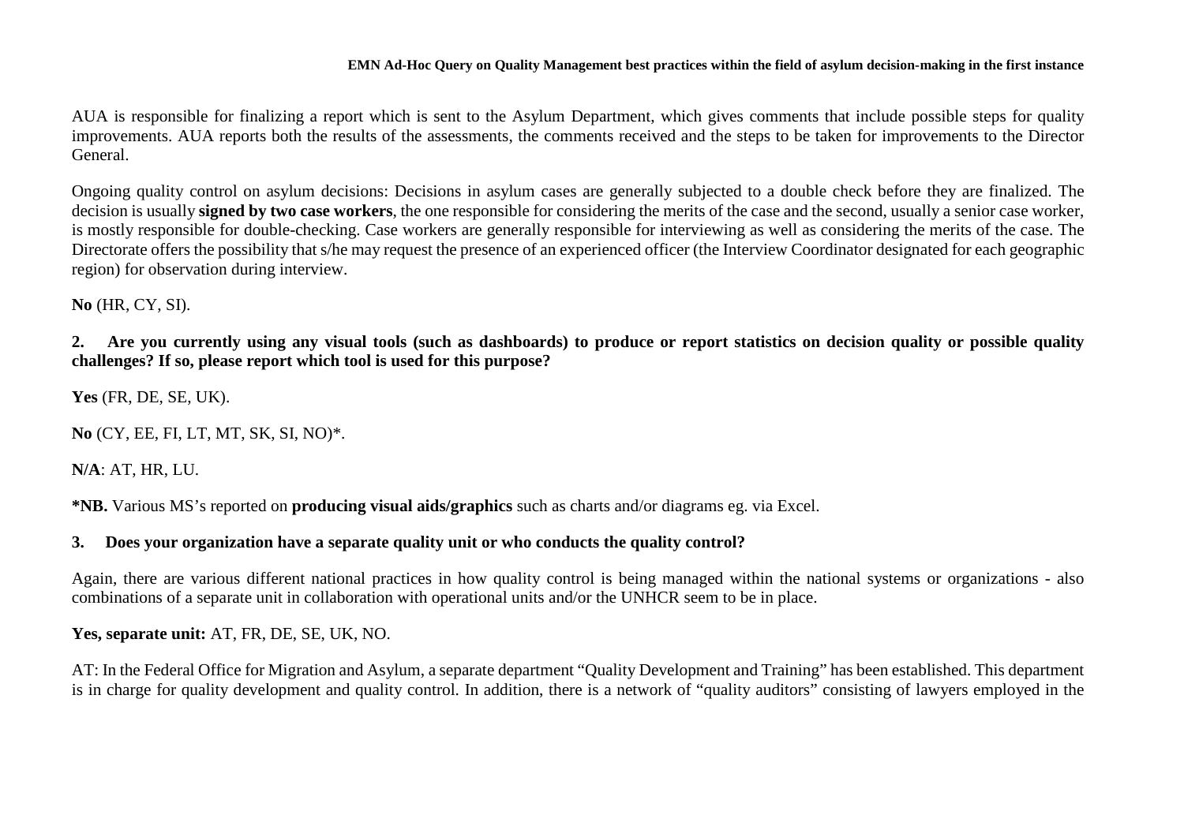AUA is responsible for finalizing a report which is sent to the Asylum Department, which gives comments that include possible steps for quality improvements. AUA reports both the results of the assessments, the comments received and the steps to be taken for improvements to the Director General.

Ongoing quality control on asylum decisions: Decisions in asylum cases are generally subjected to a double check before they are finalized. The decision is usually **signed by two case workers**, the one responsible for considering the merits of the case and the second, usually a senior case worker, is mostly responsible for double-checking. Case workers are generally responsible for interviewing as well as considering the merits of the case. The Directorate offers the possibility that s/he may request the presence of an experienced officer (the Interview Coordinator designated for each geographic region) for observation during interview.

**No** (HR, CY, SI).

**2. Are you currently using any visual tools (such as dashboards) to produce or report statistics on decision quality or possible quality challenges? If so, please report which tool is used for this purpose?**

**Yes** (FR, DE, SE, UK).

**No** (CY, EE, FI, LT, MT, SK, SI, NO)*.

**N/A**: AT, HR, LU.

***NB.** Various MS's reported on **producing visual aids/graphics** such as charts and/or diagrams eg. via Excel.

**3. Does your organization have a separate quality unit or who conducts the quality control?**

Again, there are various different national practices in how quality control is being managed within the national systems or organizations - also combinations of a separate unit in collaboration with operational units and/or the UNHCR seem to be in place.

**Yes, separate unit:** AT, FR, DE, SE, UK, NO.

AT: In the Federal Office for Migration and Asylum, a separate department "Quality Development and Training" has been established. This department is in charge for quality development and quality control. In addition, there is a network of "quality auditors" consisting of lawyers employed in the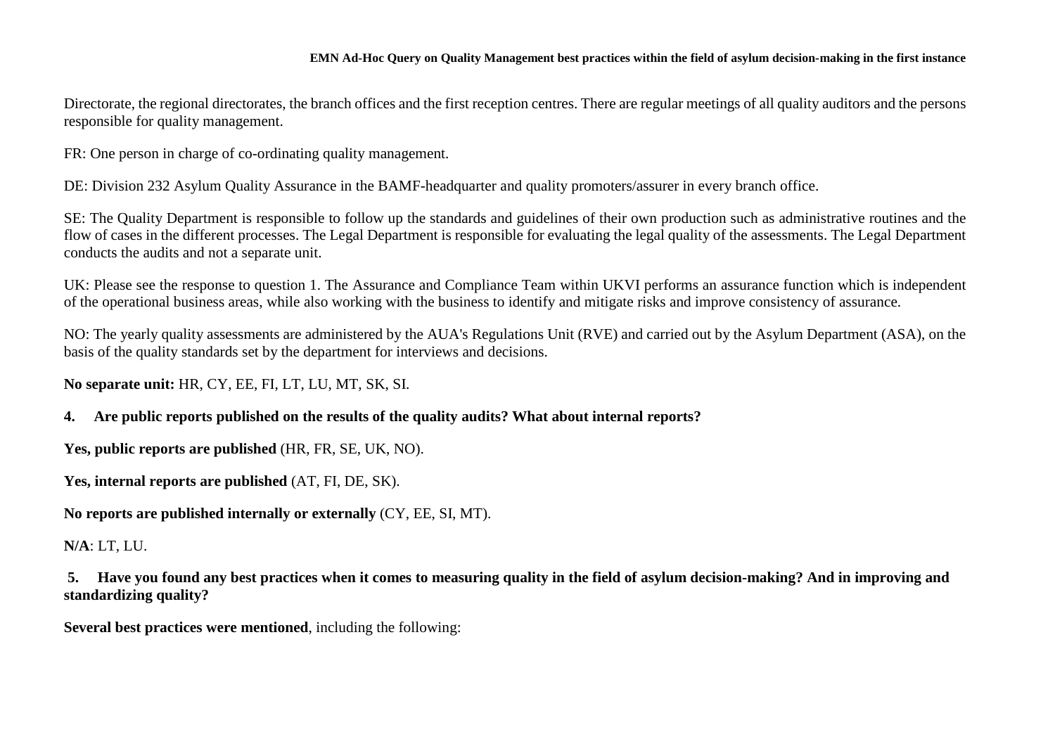Directorate, the regional directorates, the branch offices and the first reception centres. There are regular meetings of all quality auditors and the persons responsible for quality management.

FR: One person in charge of co-ordinating quality management.

DE: Division 232 Asylum Quality Assurance in the BAMF-headquarter and quality promoters/assurer in every branch office.

SE: The Quality Department is responsible to follow up the standards and guidelines of their own production such as administrative routines and the flow of cases in the different processes. The Legal Department is responsible for evaluating the legal quality of the assessments. The Legal Department conducts the audits and not a separate unit.

UK: Please see the response to question 1. The Assurance and Compliance Team within UKVI performs an assurance function which is independent of the operational business areas, while also working with the business to identify and mitigate risks and improve consistency of assurance.

NO: The yearly quality assessments are administered by the AUA's Regulations Unit (RVE) and carried out by the Asylum Department (ASA), on the basis of the quality standards set by the department for interviews and decisions.

**No separate unit:** HR, CY, EE, FI, LT, LU, MT, SK, SI.

**4. Are public reports published on the results of the quality audits? What about internal reports?**

**Yes, public reports are published** (HR, FR, SE, UK, NO).

**Yes, internal reports are published** (AT, FI, DE, SK).

**No reports are published internally or externally** (CY, EE, SI, MT).

**N/A**: LT, LU.

**5. Have you found any best practices when it comes to measuring quality in the field of asylum decision-making? And in improving and standardizing quality?**

**Several best practices were mentioned**, including the following: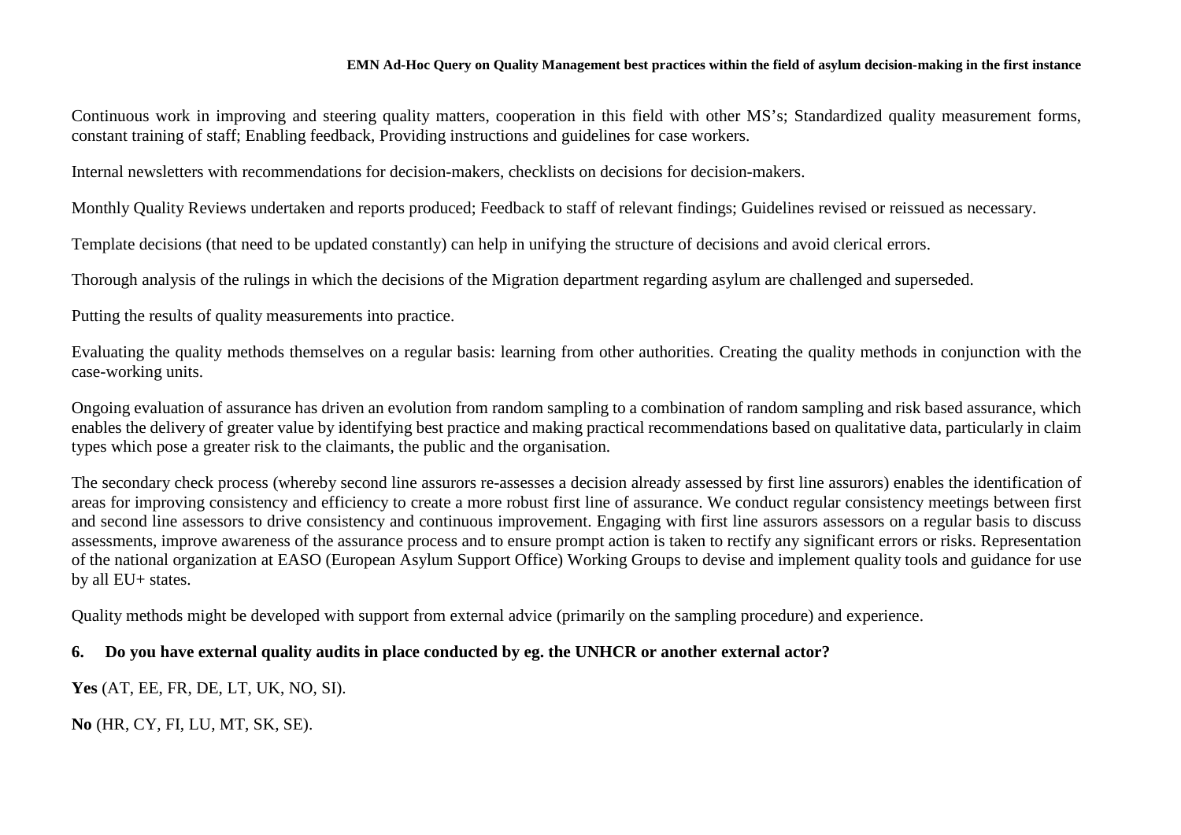Continuous work in improving and steering quality matters, cooperation in this field with other MS's; Standardized quality measurement forms, constant training of staff; Enabling feedback, Providing instructions and guidelines for case workers.

Internal newsletters with recommendations for decision-makers, checklists on decisions for decision-makers.

Monthly Quality Reviews undertaken and reports produced; Feedback to staff of relevant findings; Guidelines revised or reissued as necessary.

Template decisions (that need to be updated constantly) can help in unifying the structure of decisions and avoid clerical errors.

Thorough analysis of the rulings in which the decisions of the Migration department regarding asylum are challenged and superseded.

Putting the results of quality measurements into practice.

Evaluating the quality methods themselves on a regular basis: learning from other authorities. Creating the quality methods in conjunction with the case-working units.

Ongoing evaluation of assurance has driven an evolution from random sampling to a combination of random sampling and risk based assurance, which enables the delivery of greater value by identifying best practice and making practical recommendations based on qualitative data, particularly in claim types which pose a greater risk to the claimants, the public and the organisation.

The secondary check process (whereby second line assurors re-assesses a decision already assessed by first line assurors) enables the identification of areas for improving consistency and efficiency to create a more robust first line of assurance. We conduct regular consistency meetings between first and second line assessors to drive consistency and continuous improvement. Engaging with first line assurors assessors on a regular basis to discuss assessments, improve awareness of the assurance process and to ensure prompt action is taken to rectify any significant errors or risks. Representation of the national organization at EASO (European Asylum Support Office) Working Groups to devise and implement quality tools and guidance for use by all EU+ states.

Quality methods might be developed with support from external advice (primarily on the sampling procedure) and experience.

**6. Do you have external quality audits in place conducted by eg. the UNHCR or another external actor?**

**Yes** (AT, EE, FR, DE, LT, UK, NO, SI).

**No** (HR, CY, FI, LU, MT, SK, SE).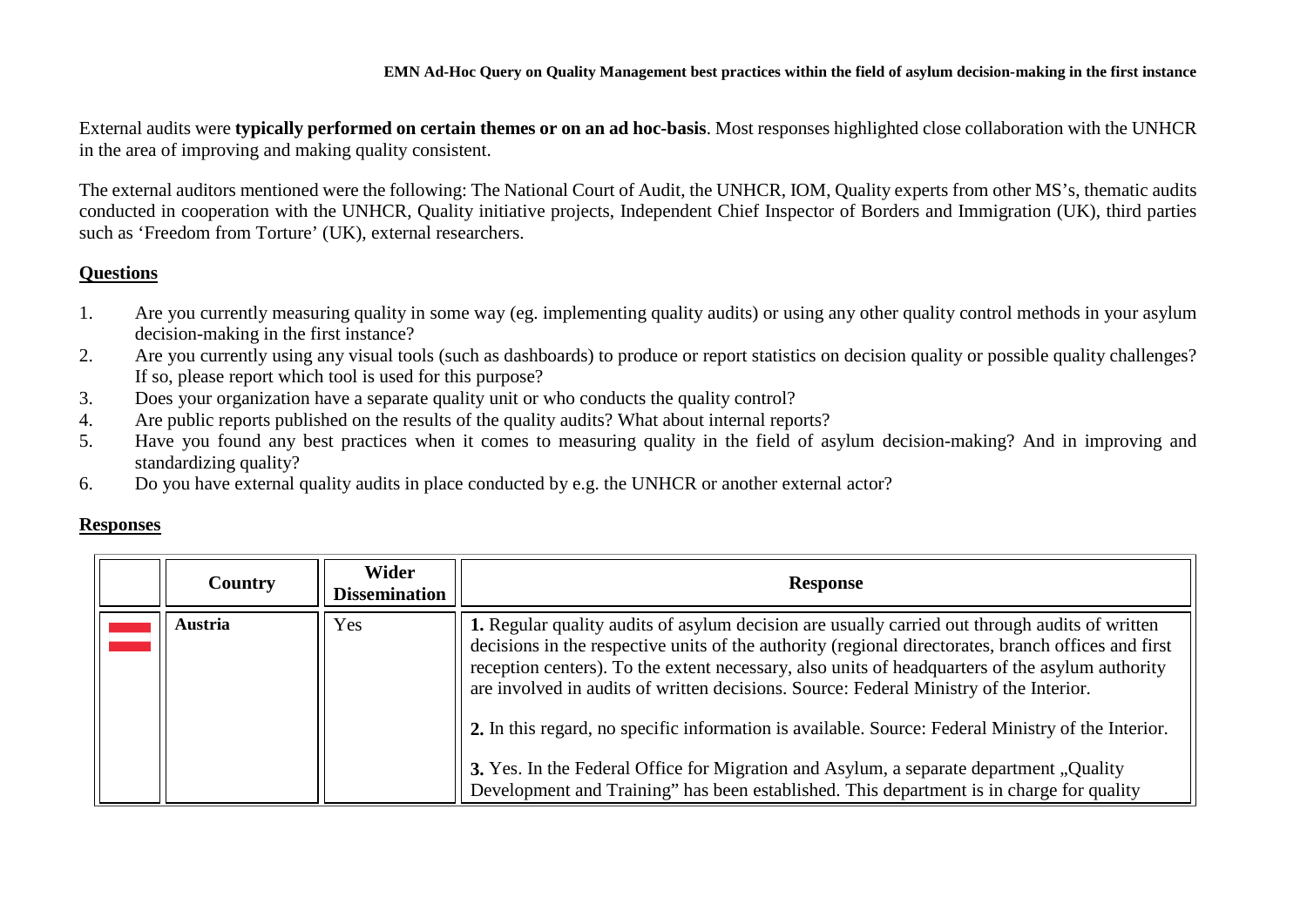External audits were **typically performed on certain themes or on an ad hoc-basis**. Most responses highlighted close collaboration with the UNHCR in the area of improving and making quality consistent.

The external auditors mentioned were the following: The National Court of Audit, the UNHCR, IOM, Quality experts from other MS's, thematic audits conducted in cooperation with the UNHCR, Quality initiative projects, Independent Chief Inspector of Borders and Immigration (UK), third parties such as 'Freedom from Torture' (UK), external researchers.

## Questions

1. Are you currently measuring quality in some way (eg. implementing quality audits) or using any other quality control methods in your asylum decision-making in the first instance?
2. Are you currently using any visual tools (such as dashboards) to produce or report statistics on decision quality or possible quality challenges? If so, please report which tool is used for this purpose?
3. Does your organization have a separate quality unit or who conducts the quality control?
4. Are public reports published on the results of the quality audits? What about internal reports?
5. Have you found any best practices when it comes to measuring quality in the field of asylum decision-making? And in improving and standardizing quality?
6. Do you have external quality audits in place conducted by e.g. the UNHCR or another external actor?

## Responses

| | Country | Wider Dissemination | Response |
|---|---|---|---|
| | **Austria** | Yes | **1.** Regular quality audits of asylum decision are usually carried out through audits of written decisions in the respective units of the authority (regional directorates, branch offices and first reception centers). To the extent necessary, also units of headquarters of the asylum authority are involved in audits of written decisions. Source: Federal Ministry of the Interior.<br><br>**2.** In this regard, no specific information is available. Source: Federal Ministry of the Interior.<br><br>**3.** Yes. In the Federal Office for Migration and Asylum, a separate department „Quality Development and Training" has been established. This department is in charge for quality |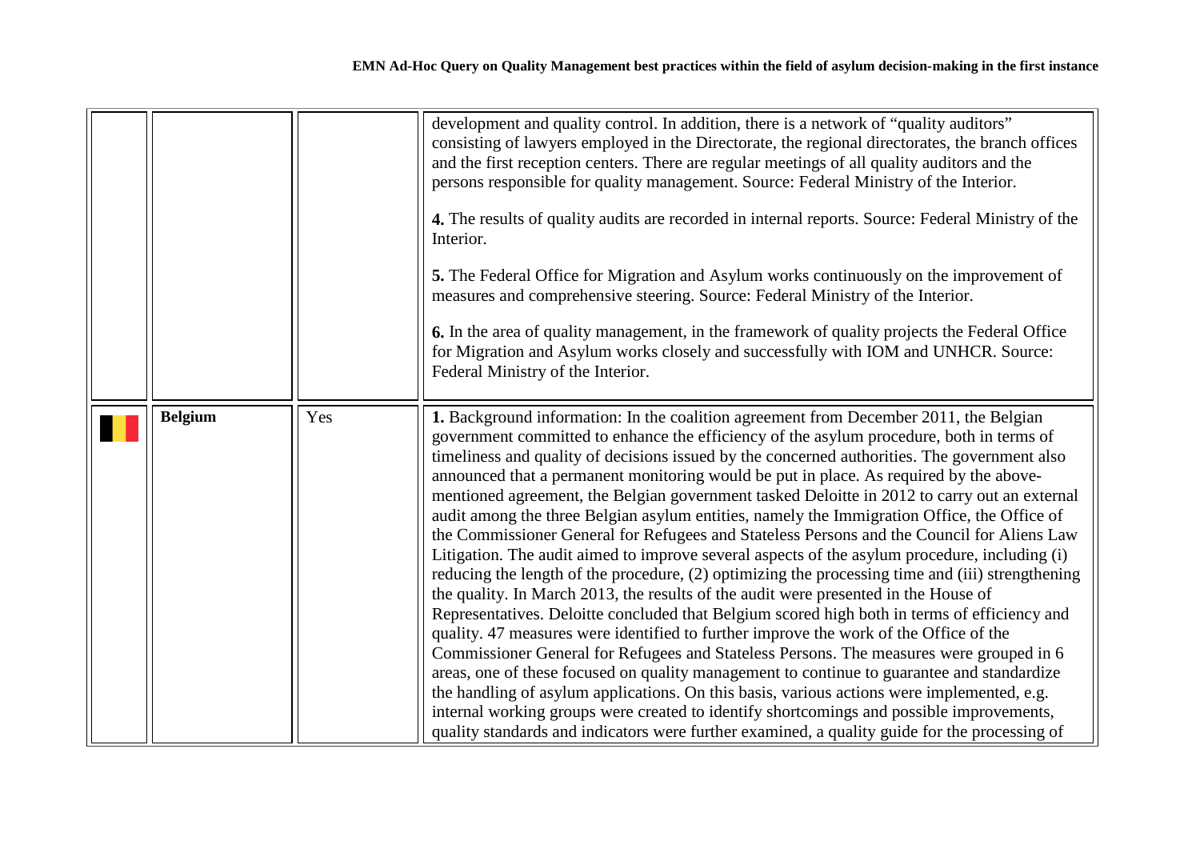| | | | |
|---|---|---|---|
| | | | development and quality control. In addition, there is a network of "quality auditors" consisting of lawyers employed in the Directorate, the regional directorates, the branch offices and the first reception centers. There are regular meetings of all quality auditors and the persons responsible for quality management. Source: Federal Ministry of the Interior.<br><br>**4.** The results of quality audits are recorded in internal reports. Source: Federal Ministry of the Interior.<br><br>**5.** The Federal Office for Migration and Asylum works continuously on the improvement of measures and comprehensive steering. Source: Federal Ministry of the Interior.<br><br>**6.** In the area of quality management, in the framework of quality projects the Federal Office for Migration and Asylum works closely and successfully with IOM and UNHCR. Source: Federal Ministry of the Interior. |
| | **Belgium** | Yes | **1.** Background information: In the coalition agreement from December 2011, the Belgian government committed to enhance the efficiency of the asylum procedure, both in terms of timeliness and quality of decisions issued by the concerned authorities. The government also announced that a permanent monitoring would be put in place. As required by the above-mentioned agreement, the Belgian government tasked Deloitte in 2012 to carry out an external audit among the three Belgian asylum entities, namely the Immigration Office, the Office of the Commissioner General for Refugees and Stateless Persons and the Council for Aliens Law Litigation. The audit aimed to improve several aspects of the asylum procedure, including (i) reducing the length of the procedure, (2) optimizing the processing time and (iii) strengthening the quality. In March 2013, the results of the audit were presented in the House of Representatives. Deloitte concluded that Belgium scored high both in terms of efficiency and quality. 47 measures were identified to further improve the work of the Office of the Commissioner General for Refugees and Stateless Persons. The measures were grouped in 6 areas, one of these focused on quality management to continue to guarantee and standardize the handling of asylum applications. On this basis, various actions were implemented, e.g. internal working groups were created to identify shortcomings and possible improvements, quality standards and indicators were further examined, a quality guide for the processing of |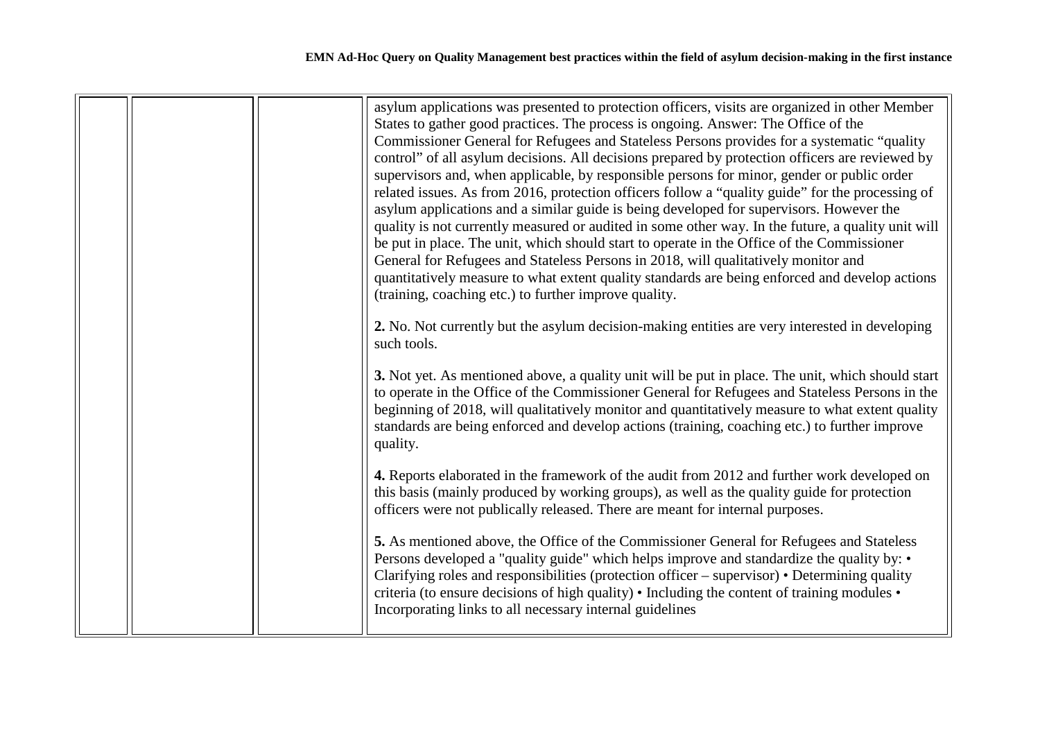|  |  |  | asylum applications was presented to protection officers, visits are organized in other Member States to gather good practices. The process is ongoing. Answer: The Office of the Commissioner General for Refugees and Stateless Persons provides for a systematic "quality control" of all asylum decisions. All decisions prepared by protection officers are reviewed by supervisors and, when applicable, by responsible persons for minor, gender or public order related issues. As from 2016, protection officers follow a "quality guide" for the processing of asylum applications and a similar guide is being developed for supervisors. However the quality is not currently measured or audited in some other way. In the future, a quality unit will be put in place. The unit, which should start to operate in the Office of the Commissioner General for Refugees and Stateless Persons in 2018, will qualitatively monitor and quantitatively measure to what extent quality standards are being enforced and develop actions (training, coaching etc.) to further improve quality.<br><br>**2.** No. Not currently but the asylum decision-making entities are very interested in developing such tools.<br><br>**3.** Not yet. As mentioned above, a quality unit will be put in place. The unit, which should start to operate in the Office of the Commissioner General for Refugees and Stateless Persons in the beginning of 2018, will qualitatively monitor and quantitatively measure to what extent quality standards are being enforced and develop actions (training, coaching etc.) to further improve quality.<br><br>**4.** Reports elaborated in the framework of the audit from 2012 and further work developed on this basis (mainly produced by working groups), as well as the quality guide for protection officers were not publically released. There are meant for internal purposes.<br><br>**5.** As mentioned above, the Office of the Commissioner General for Refugees and Stateless Persons developed a "quality guide" which helps improve and standardize the quality by: • Clarifying roles and responsibilities (protection officer – supervisor) • Determining quality criteria (to ensure decisions of high quality) • Including the content of training modules • Incorporating links to all necessary internal guidelines |
|---|---|---|---|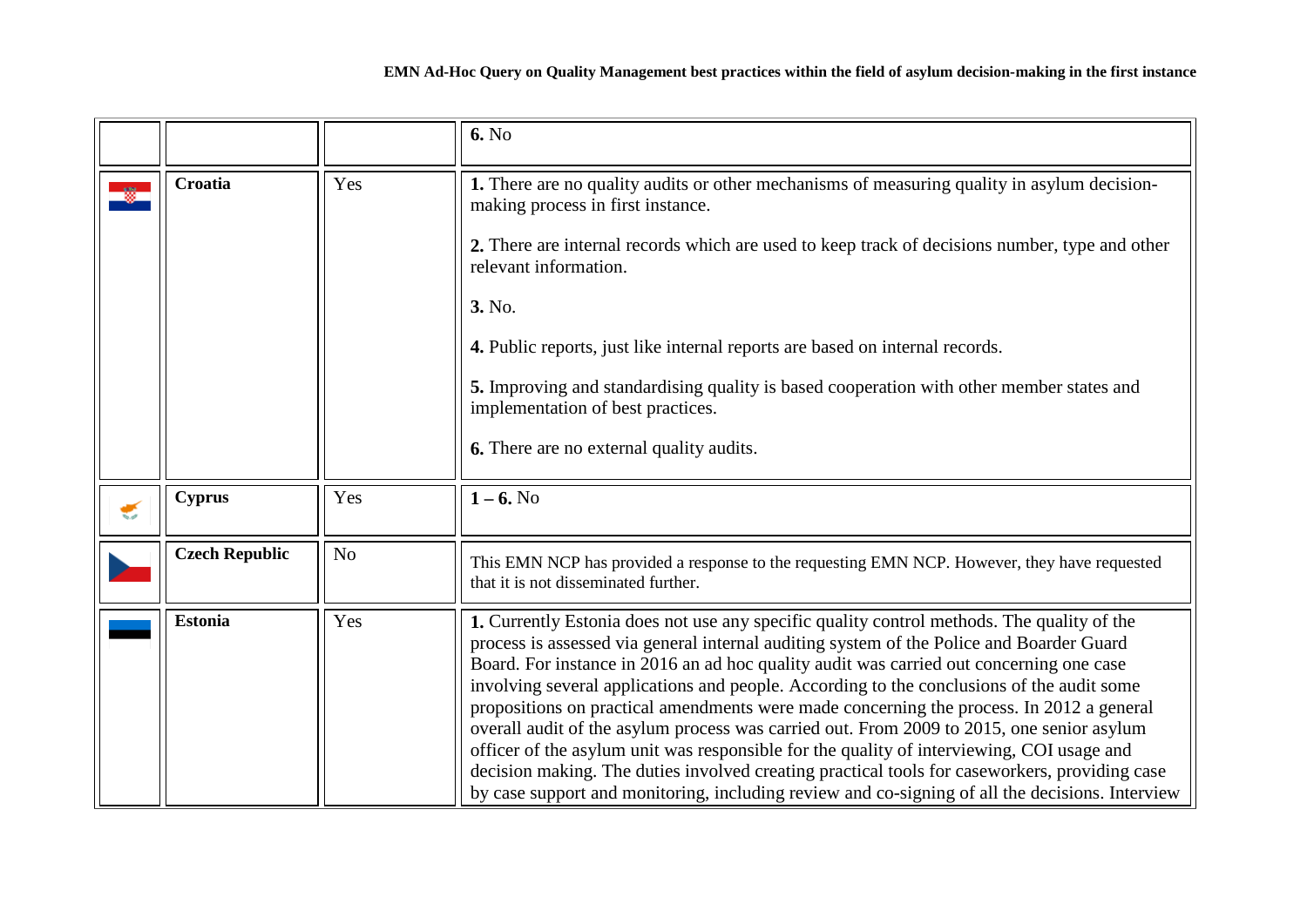| | | | |
|---|---|---|---|
| | | | **6.** No |
| | **Croatia** | Yes | **1.** There are no quality audits or other mechanisms of measuring quality in asylum decision-making process in first instance.<br><br>**2.** There are internal records which are used to keep track of decisions number, type and other relevant information.<br><br>**3.** No.<br><br>**4.** Public reports, just like internal reports are based on internal records.<br><br>**5.** Improving and standardising quality is based cooperation with other member states and implementation of best practices.<br><br>**6.** There are no external quality audits. |
| | **Cyprus** | Yes | **1 – 6.** No |
| | **Czech Republic** | No | This EMN NCP has provided a response to the requesting EMN NCP. However, they have requested that it is not disseminated further. |
| | **Estonia** | Yes | **1.** Currently Estonia does not use any specific quality control methods. The quality of the process is assessed via general internal auditing system of the Police and Boarder Guard Board. For instance in 2016 an ad hoc quality audit was carried out concerning one case involving several applications and people. According to the conclusions of the audit some propositions on practical amendments were made concerning the process. In 2012 a general overall audit of the asylum process was carried out. From 2009 to 2015, one senior asylum officer of the asylum unit was responsible for the quality of interviewing, COI usage and decision making. The duties involved creating practical tools for caseworkers, providing case by case support and monitoring, including review and co-signing of all the decisions. Interview |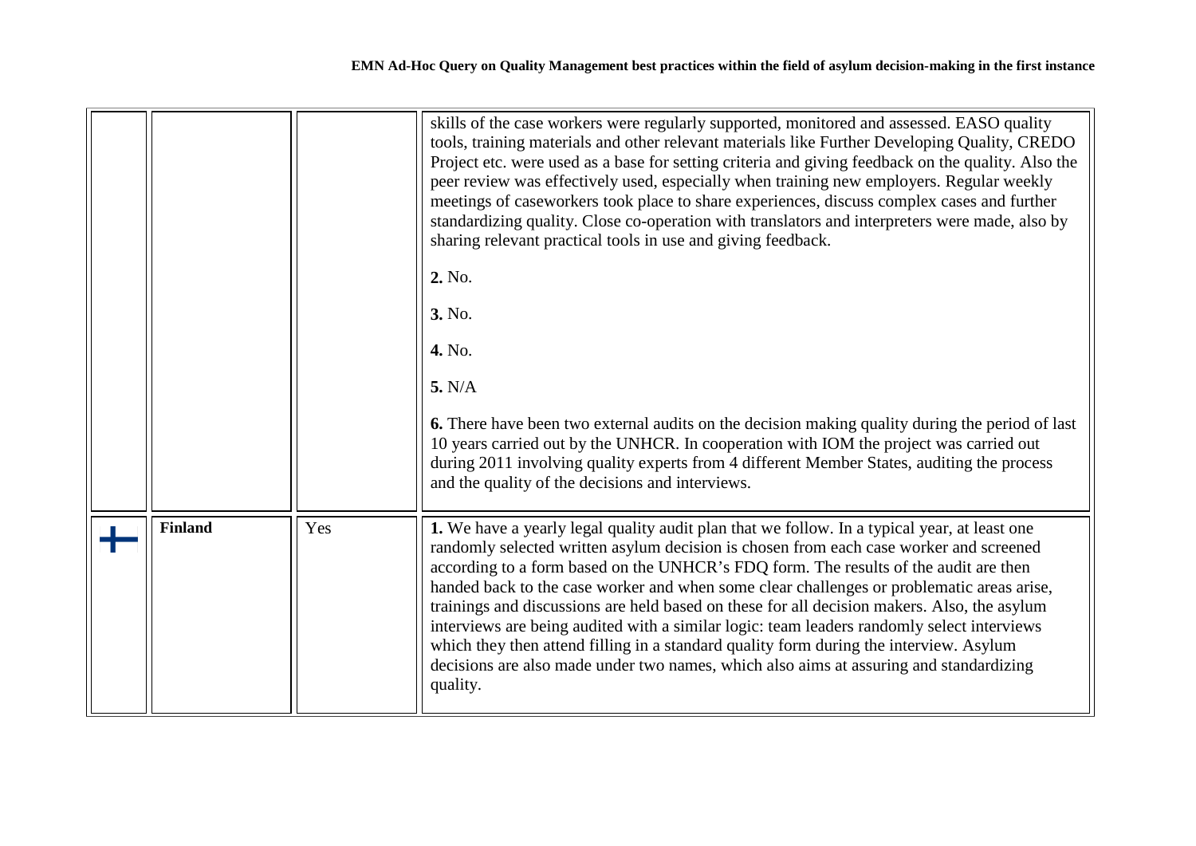| | | | |
|---|---|---|---|
| | | | skills of the case workers were regularly supported, monitored and assessed. EASO quality tools, training materials and other relevant materials like Further Developing Quality, CREDO Project etc. were used as a base for setting criteria and giving feedback on the quality. Also the peer review was effectively used, especially when training new employers. Regular weekly meetings of caseworkers took place to share experiences, discuss complex cases and further standardizing quality. Close co-operation with translators and interpreters were made, also by sharing relevant practical tools in use and giving feedback.<br><br>**2.** No.<br><br>**3.** No.<br><br>**4.** No.<br><br>**5.** N/A<br><br>**6.** There have been two external audits on the decision making quality during the period of last 10 years carried out by the UNHCR. In cooperation with IOM the project was carried out during 2011 involving quality experts from 4 different Member States, auditing the process and the quality of the decisions and interviews. |
| | **Finland** | Yes | **1.** We have a yearly legal quality audit plan that we follow. In a typical year, at least one randomly selected written asylum decision is chosen from each case worker and screened according to a form based on the UNHCR's FDQ form. The results of the audit are then handed back to the case worker and when some clear challenges or problematic areas arise, trainings and discussions are held based on these for all decision makers. Also, the asylum interviews are being audited with a similar logic: team leaders randomly select interviews which they then attend filling in a standard quality form during the interview. Asylum decisions are also made under two names, which also aims at assuring and standardizing quality. |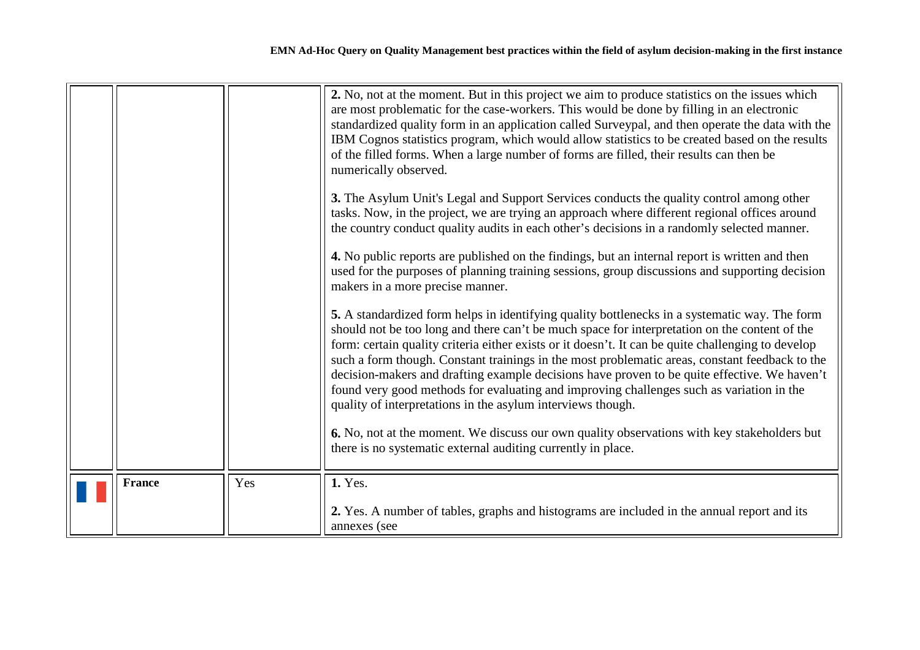| | | | |
|---|---|---|---|
| | | | **2.** No, not at the moment. But in this project we aim to produce statistics on the issues which are most problematic for the case-workers. This would be done by filling in an electronic standardized quality form in an application called Surveypal, and then operate the data with the IBM Cognos statistics program, which would allow statistics to be created based on the results of the filled forms. When a large number of forms are filled, their results can then be numerically observed.<br><br>**3.** The Asylum Unit's Legal and Support Services conducts the quality control among other tasks. Now, in the project, we are trying an approach where different regional offices around the country conduct quality audits in each other's decisions in a randomly selected manner.<br><br>**4.** No public reports are published on the findings, but an internal report is written and then used for the purposes of planning training sessions, group discussions and supporting decision makers in a more precise manner.<br><br>**5.** A standardized form helps in identifying quality bottlenecks in a systematic way. The form should not be too long and there can't be much space for interpretation on the content of the form: certain quality criteria either exists or it doesn't. It can be quite challenging to develop such a form though. Constant trainings in the most problematic areas, constant feedback to the decision-makers and drafting example decisions have proven to be quite effective. We haven't found very good methods for evaluating and improving challenges such as variation in the quality of interpretations in the asylum interviews though.<br><br>**6.** No, not at the moment. We discuss our own quality observations with key stakeholders but there is no systematic external auditing currently in place. |
| | **France** | Yes | **1.** Yes.<br><br>**2.** Yes. A number of tables, graphs and histograms are included in the annual report and its annexes (see |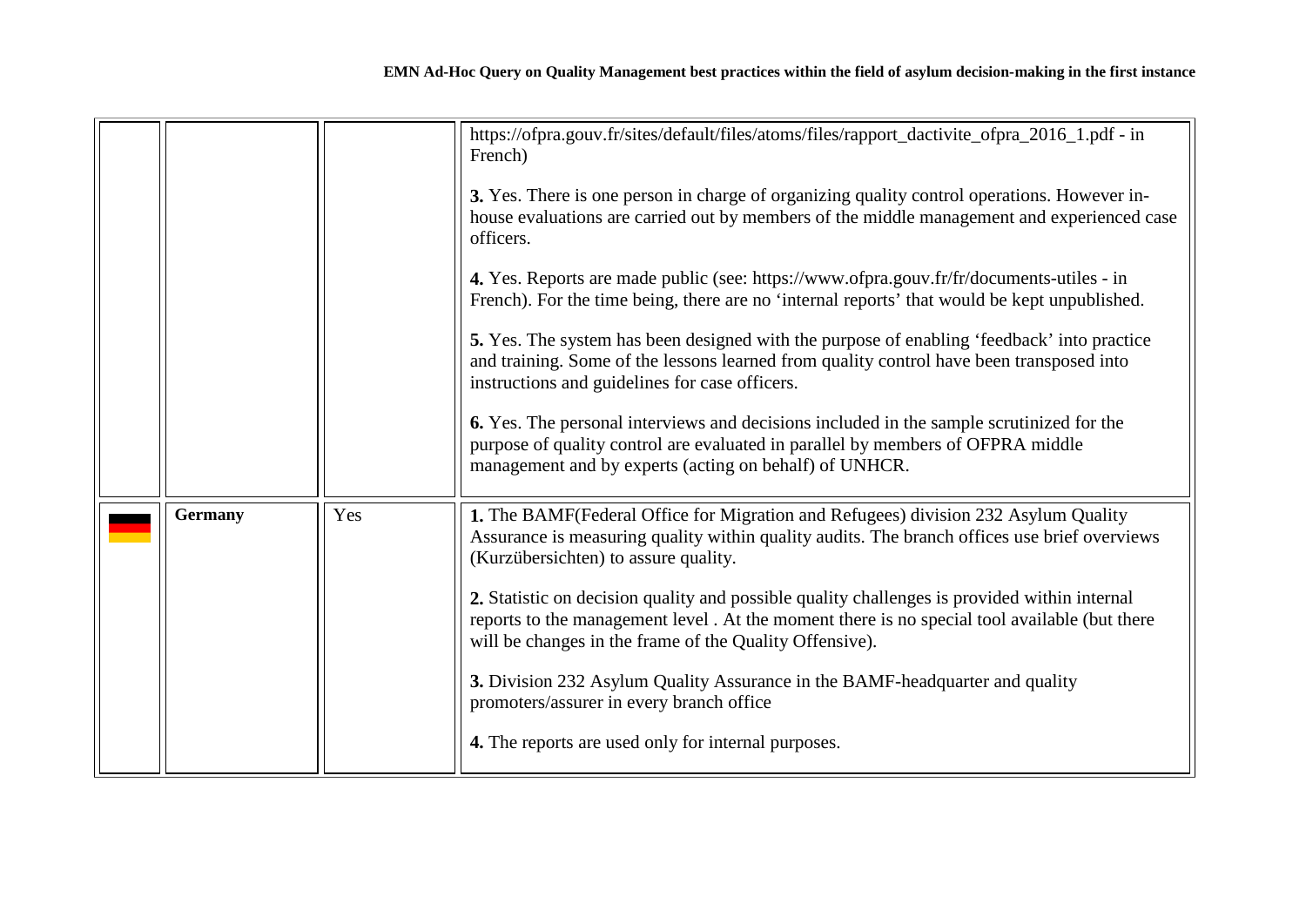| | | | |
|---|---|---|---|
| | | | https://ofpra.gouv.fr/sites/default/files/atoms/files/rapport_dactivite_ofpra_2016_1.pdf - in French)<br><br>**3.** Yes. There is one person in charge of organizing quality control operations. However in-house evaluations are carried out by members of the middle management and experienced case officers.<br><br>**4.** Yes. Reports are made public (see: https://www.ofpra.gouv.fr/fr/documents-utiles - in French). For the time being, there are no 'internal reports' that would be kept unpublished.<br><br>**5.** Yes. The system has been designed with the purpose of enabling 'feedback' into practice and training. Some of the lessons learned from quality control have been transposed into instructions and guidelines for case officers.<br><br>**6.** Yes. The personal interviews and decisions included in the sample scrutinized for the purpose of quality control are evaluated in parallel by members of OFPRA middle management and by experts (acting on behalf) of UNHCR. |
| | **Germany** | Yes | **1.** The BAMF(Federal Office for Migration and Refugees) division 232 Asylum Quality Assurance is measuring quality within quality audits. The branch offices use brief overviews (Kurzübersichten) to assure quality.<br><br>**2.** Statistic on decision quality and possible quality challenges is provided within internal reports to the management level . At the moment there is no special tool available (but there will be changes in the frame of the Quality Offensive).<br><br>**3.** Division 232 Asylum Quality Assurance in the BAMF-headquarter and quality promoters/assurer in every branch office<br><br>**4.** The reports are used only for internal purposes. |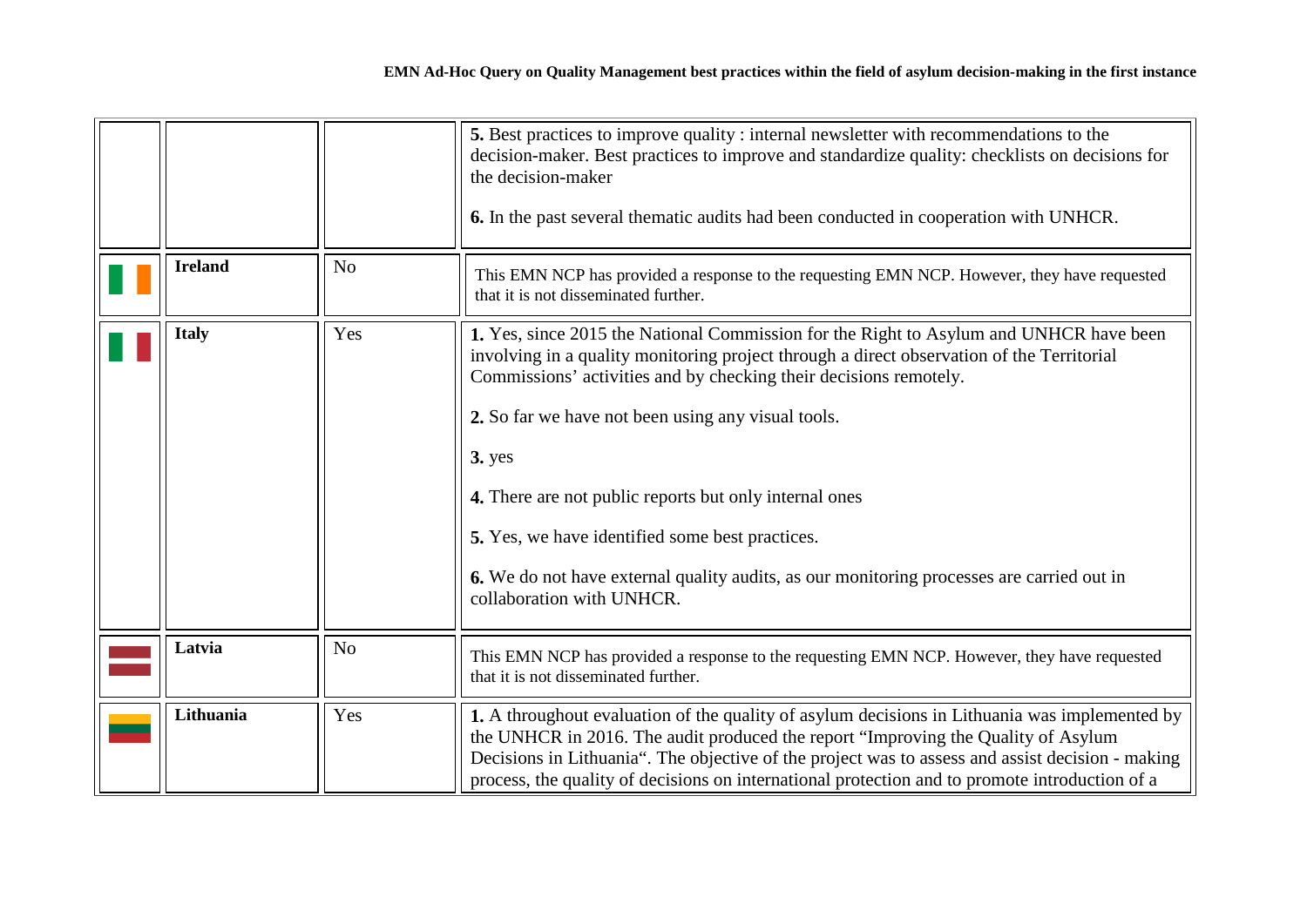| | | | |
|---|---|---|---|
| | | | **5.** Best practices to improve quality : internal newsletter with recommendations to the decision-maker. Best practices to improve and standardize quality: checklists on decisions for the decision-maker<br><br>**6.** In the past several thematic audits had been conducted in cooperation with UNHCR. |
| | **Ireland** | No | This EMN NCP has provided a response to the requesting EMN NCP. However, they have requested that it is not disseminated further. |
| | **Italy** | Yes | **1.** Yes, since 2015 the National Commission for the Right to Asylum and UNHCR have been involving in a quality monitoring project through a direct observation of the Territorial Commissions' activities and by checking their decisions remotely.<br><br>**2.** So far we have not been using any visual tools.<br><br>**3.** yes<br><br>**4.** There are not public reports but only internal ones<br><br>**5.** Yes, we have identified some best practices.<br><br>**6.** We do not have external quality audits, as our monitoring processes are carried out in collaboration with UNHCR. |
| | **Latvia** | No | This EMN NCP has provided a response to the requesting EMN NCP. However, they have requested that it is not disseminated further. |
| | **Lithuania** | Yes | **1.** A throughout evaluation of the quality of asylum decisions in Lithuania was implemented by the UNHCR in 2016. The audit produced the report "Improving the Quality of Asylum Decisions in Lithuania". The objective of the project was to assess and assist decision - making process, the quality of decisions on international protection and to promote introduction of a |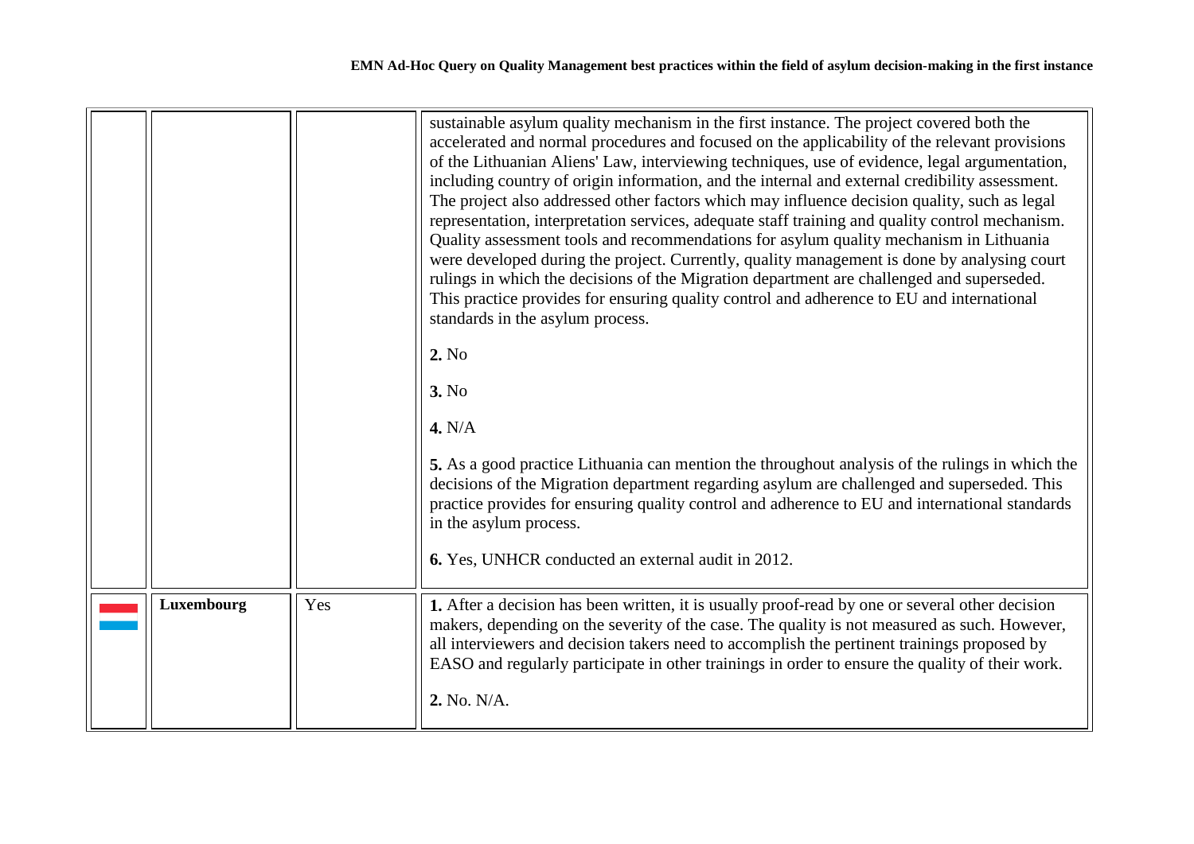| | | | |
|---|---|---|---|
| | | | sustainable asylum quality mechanism in the first instance. The project covered both the accelerated and normal procedures and focused on the applicability of the relevant provisions of the Lithuanian Aliens' Law, interviewing techniques, use of evidence, legal argumentation, including country of origin information, and the internal and external credibility assessment. The project also addressed other factors which may influence decision quality, such as legal representation, interpretation services, adequate staff training and quality control mechanism. Quality assessment tools and recommendations for asylum quality mechanism in Lithuania were developed during the project. Currently, quality management is done by analysing court rulings in which the decisions of the Migration department are challenged and superseded. This practice provides for ensuring quality control and adherence to EU and international standards in the asylum process.<br><br>**2.** No<br><br>**3.** No<br><br>**4.** N/A<br><br>**5.** As a good practice Lithuania can mention the throughout analysis of the rulings in which the decisions of the Migration department regarding asylum are challenged and superseded. This practice provides for ensuring quality control and adherence to EU and international standards in the asylum process.<br><br>**6.** Yes, UNHCR conducted an external audit in 2012. |
| | **Luxembourg** | Yes | **1.** After a decision has been written, it is usually proof-read by one or several other decision makers, depending on the severity of the case. The quality is not measured as such. However, all interviewers and decision takers need to accomplish the pertinent trainings proposed by EASO and regularly participate in other trainings in order to ensure the quality of their work.<br><br>**2.** No. N/A. |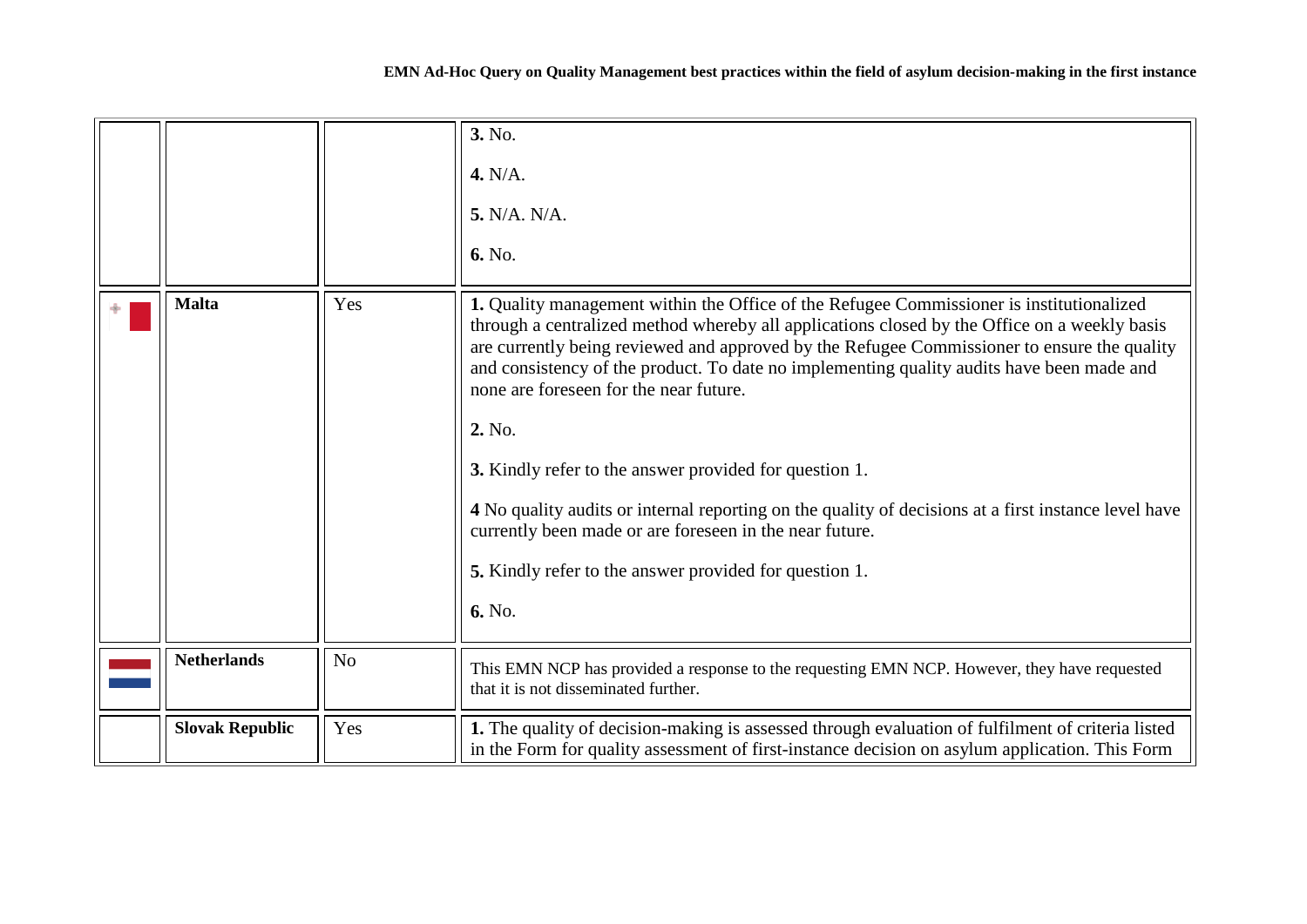|  |  |  |  |
|---|---|---|---|
|  |  |  | **3.** No.<br><br>**4.** N/A.<br><br>**5.** N/A. N/A.<br><br>**6.** No. |
|  | **Malta** | Yes | **1.** Quality management within the Office of the Refugee Commissioner is institutionalized through a centralized method whereby all applications closed by the Office on a weekly basis are currently being reviewed and approved by the Refugee Commissioner to ensure the quality and consistency of the product. To date no implementing quality audits have been made and none are foreseen for the near future.<br><br>**2.** No.<br><br>**3.** Kindly refer to the answer provided for question 1.<br><br>**4** No quality audits or internal reporting on the quality of decisions at a first instance level have currently been made or are foreseen in the near future.<br><br>**5.** Kindly refer to the answer provided for question 1.<br><br>**6.** No. |
|  | **Netherlands** | No | This EMN NCP has provided a response to the requesting EMN NCP. However, they have requested that it is not disseminated further. |
|  | **Slovak Republic** | Yes | **1.** The quality of decision-making is assessed through evaluation of fulfilment of criteria listed in the Form for quality assessment of first-instance decision on asylum application. This Form |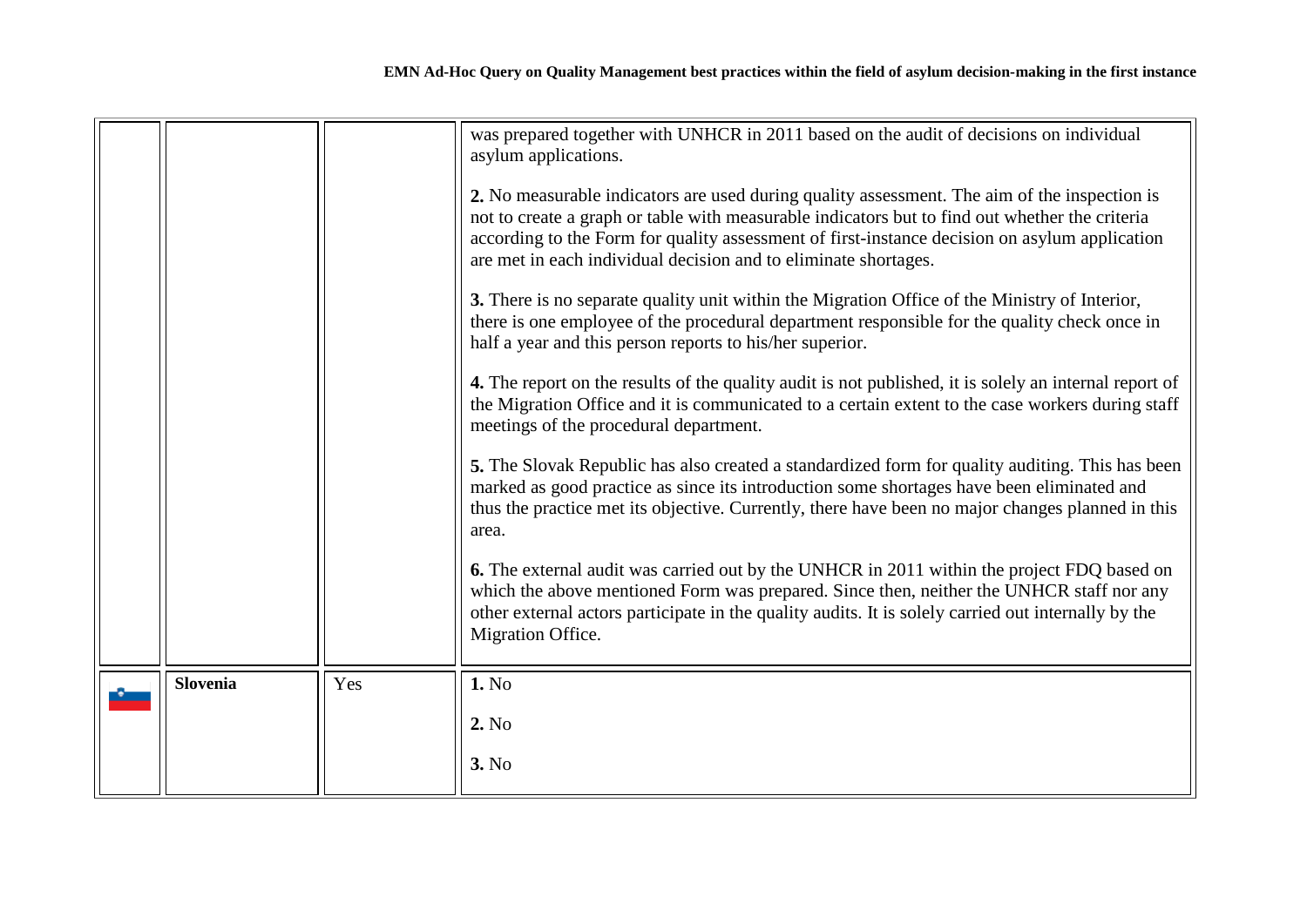| | | | |
|---|---|---|---|
| | | | was prepared together with UNHCR in 2011 based on the audit of decisions on individual asylum applications.<br><br>**2.** No measurable indicators are used during quality assessment. The aim of the inspection is not to create a graph or table with measurable indicators but to find out whether the criteria according to the Form for quality assessment of first-instance decision on asylum application are met in each individual decision and to eliminate shortages.<br><br>**3.** There is no separate quality unit within the Migration Office of the Ministry of Interior, there is one employee of the procedural department responsible for the quality check once in half a year and this person reports to his/her superior.<br><br>**4.** The report on the results of the quality audit is not published, it is solely an internal report of the Migration Office and it is communicated to a certain extent to the case workers during staff meetings of the procedural department.<br><br>**5.** The Slovak Republic has also created a standardized form for quality auditing. This has been marked as good practice as since its introduction some shortages have been eliminated and thus the practice met its objective. Currently, there have been no major changes planned in this area.<br><br>**6.** The external audit was carried out by the UNHCR in 2011 within the project FDQ based on which the above mentioned Form was prepared. Since then, neither the UNHCR staff nor any other external actors participate in the quality audits. It is solely carried out internally by the Migration Office. |
| | **Slovenia** | Yes | **1.** No<br><br>**2.** No<br><br>**3.** No |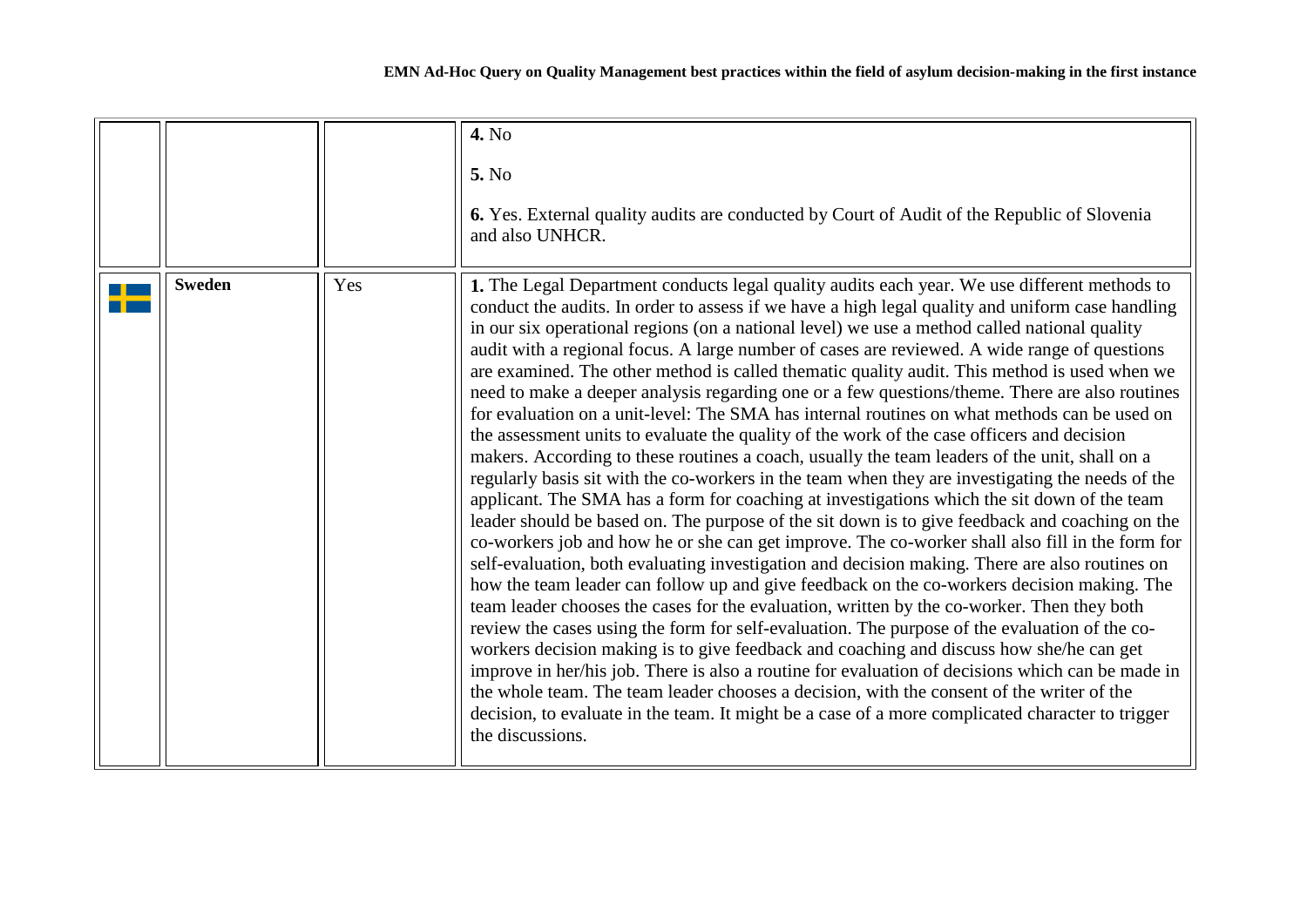| | | | |
|---|---|---|---|
| | | | **4.** No<br><br>**5.** No<br><br>**6.** Yes. External quality audits are conducted by Court of Audit of the Republic of Slovenia and also UNHCR. |
| | **Sweden** | Yes | **1.** The Legal Department conducts legal quality audits each year. We use different methods to conduct the audits. In order to assess if we have a high legal quality and uniform case handling in our six operational regions (on a national level) we use a method called national quality audit with a regional focus. A large number of cases are reviewed. A wide range of questions are examined. The other method is called thematic quality audit. This method is used when we need to make a deeper analysis regarding one or a few questions/theme. There are also routines for evaluation on a unit-level: The SMA has internal routines on what methods can be used on the assessment units to evaluate the quality of the work of the case officers and decision makers. According to these routines a coach, usually the team leaders of the unit, shall on a regularly basis sit with the co-workers in the team when they are investigating the needs of the applicant. The SMA has a form for coaching at investigations which the sit down of the team leader should be based on. The purpose of the sit down is to give feedback and coaching on the co-workers job and how he or she can get improve. The co-worker shall also fill in the form for self-evaluation, both evaluating investigation and decision making. There are also routines on how the team leader can follow up and give feedback on the co-workers decision making. The team leader chooses the cases for the evaluation, written by the co-worker. Then they both review the cases using the form for self-evaluation. The purpose of the evaluation of the co-workers decision making is to give feedback and coaching and discuss how she/he can get improve in her/his job. There is also a routine for evaluation of decisions which can be made in the whole team. The team leader chooses a decision, with the consent of the writer of the decision, to evaluate in the team. It might be a case of a more complicated character to trigger the discussions. |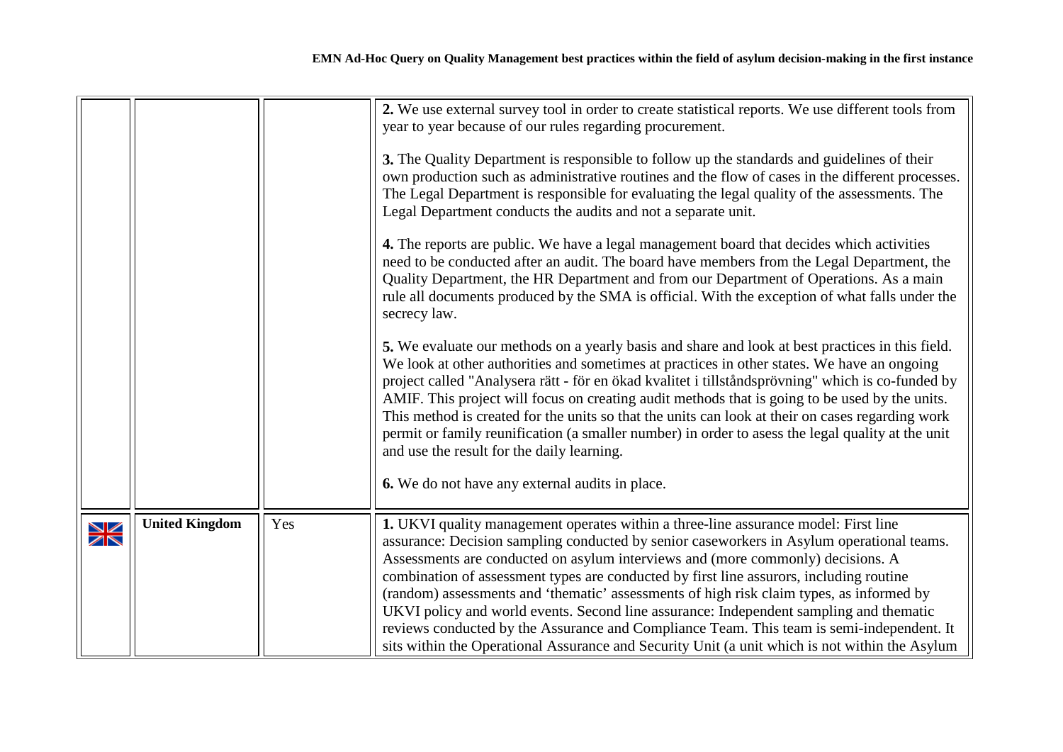| | | | |
|---|---|---|---|
| | | | **2.** We use external survey tool in order to create statistical reports. We use different tools from year to year because of our rules regarding procurement.<br><br>**3.** The Quality Department is responsible to follow up the standards and guidelines of their own production such as administrative routines and the flow of cases in the different processes. The Legal Department is responsible for evaluating the legal quality of the assessments. The Legal Department conducts the audits and not a separate unit.<br><br>**4.** The reports are public. We have a legal management board that decides which activities need to be conducted after an audit. The board have members from the Legal Department, the Quality Department, the HR Department and from our Department of Operations. As a main rule all documents produced by the SMA is official. With the exception of what falls under the secrecy law.<br><br>**5.** We evaluate our methods on a yearly basis and share and look at best practices in this field. We look at other authorities and sometimes at practices in other states. We have an ongoing project called "Analysera rätt - för en ökad kvalitet i tillståndsprövning" which is co-funded by AMIF. This project will focus on creating audit methods that is going to be used by the units. This method is created for the units so that the units can look at their on cases regarding work permit or family reunification (a smaller number) in order to asess the legal quality at the unit and use the result for the daily learning.<br><br>**6.** We do not have any external audits in place. |
| | **United Kingdom** | Yes | **1.** UKVI quality management operates within a three-line assurance model: First line assurance: Decision sampling conducted by senior caseworkers in Asylum operational teams. Assessments are conducted on asylum interviews and (more commonly) decisions. A combination of assessment types are conducted by first line assurors, including routine (random) assessments and 'thematic' assessments of high risk claim types, as informed by UKVI policy and world events. Second line assurance: Independent sampling and thematic reviews conducted by the Assurance and Compliance Team. This team is semi-independent. It sits within the Operational Assurance and Security Unit (a unit which is not within the Asylum |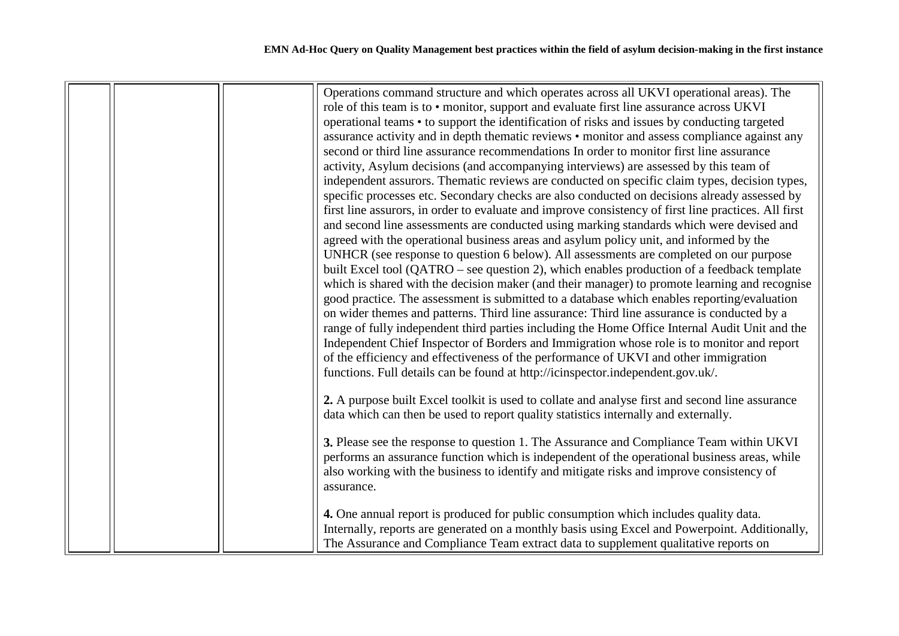| | | | Operations command structure and which operates across all UKVI operational areas). The role of this team is to • monitor, support and evaluate first line assurance across UKVI operational teams • to support the identification of risks and issues by conducting targeted assurance activity and in depth thematic reviews • monitor and assess compliance against any second or third line assurance recommendations In order to monitor first line assurance activity, Asylum decisions (and accompanying interviews) are assessed by this team of independent assurors. Thematic reviews are conducted on specific claim types, decision types, specific processes etc. Secondary checks are also conducted on decisions already assessed by first line assurors, in order to evaluate and improve consistency of first line practices. All first and second line assessments are conducted using marking standards which were devised and agreed with the operational business areas and asylum policy unit, and informed by the UNHCR (see response to question 6 below). All assessments are completed on our purpose built Excel tool (QATRO – see question 2), which enables production of a feedback template which is shared with the decision maker (and their manager) to promote learning and recognise good practice. The assessment is submitted to a database which enables reporting/evaluation on wider themes and patterns. Third line assurance: Third line assurance is conducted by a range of fully independent third parties including the Home Office Internal Audit Unit and the Independent Chief Inspector of Borders and Immigration whose role is to monitor and report of the efficiency and effectiveness of the performance of UKVI and other immigration functions. Full details can be found at http://icinspector.independent.gov.uk/.<br><br>**2.** A purpose built Excel toolkit is used to collate and analyse first and second line assurance data which can then be used to report quality statistics internally and externally.<br><br>**3.** Please see the response to question 1. The Assurance and Compliance Team within UKVI performs an assurance function which is independent of the operational business areas, while also working with the business to identify and mitigate risks and improve consistency of assurance.<br><br>**4.** One annual report is produced for public consumption which includes quality data. Internally, reports are generated on a monthly basis using Excel and Powerpoint. Additionally, The Assurance and Compliance Team extract data to supplement qualitative reports on |
|---|---|---|---|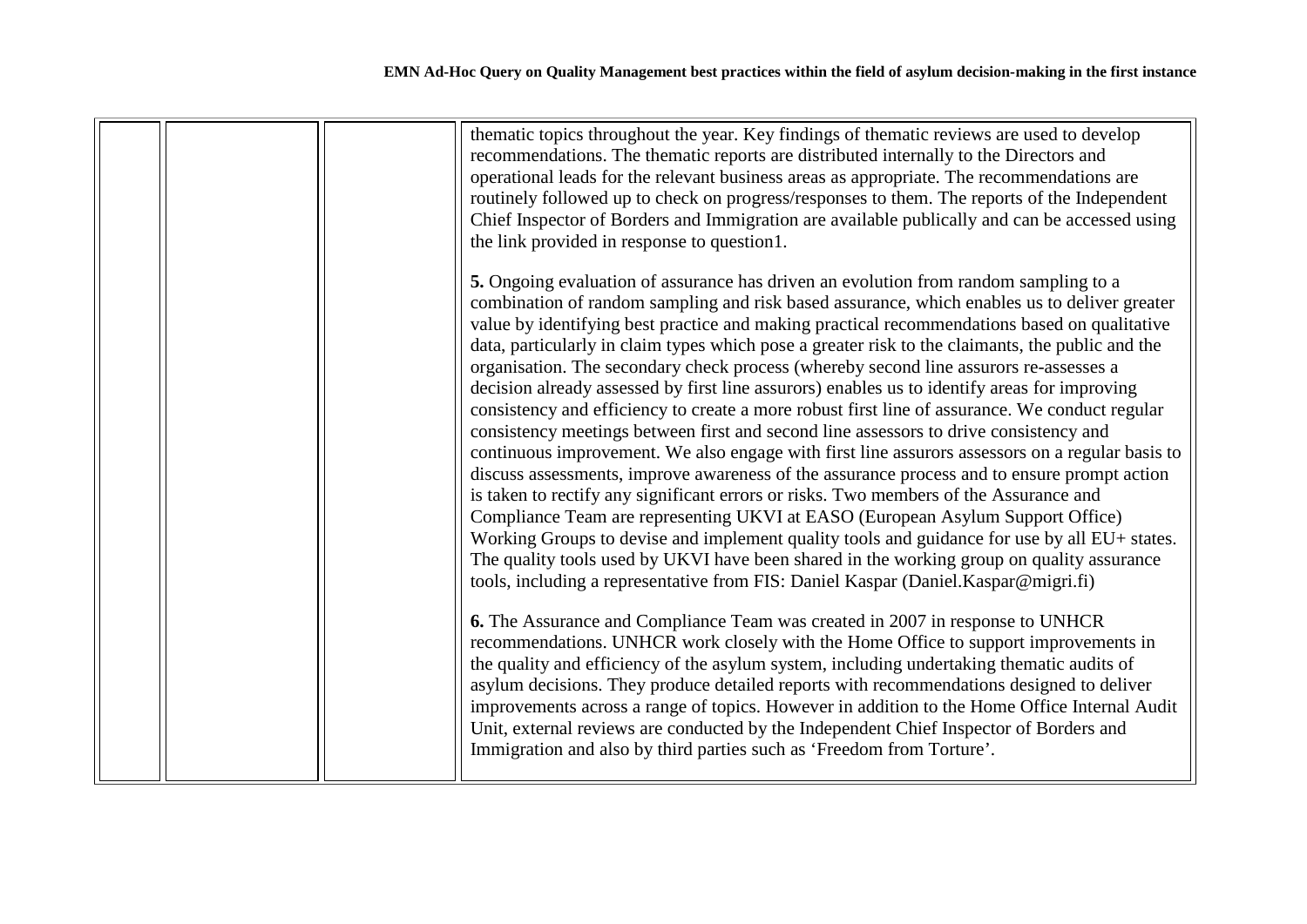| | | | thematic topics throughout the year. Key findings of thematic reviews are used to develop recommendations. The thematic reports are distributed internally to the Directors and operational leads for the relevant business areas as appropriate. The recommendations are routinely followed up to check on progress/responses to them. The reports of the Independent Chief Inspector of Borders and Immigration are available publically and can be accessed using the link provided in response to question1.<br><br>**5.** Ongoing evaluation of assurance has driven an evolution from random sampling to a combination of random sampling and risk based assurance, which enables us to deliver greater value by identifying best practice and making practical recommendations based on qualitative data, particularly in claim types which pose a greater risk to the claimants, the public and the organisation. The secondary check process (whereby second line assurors re-assesses a decision already assessed by first line assurors) enables us to identify areas for improving consistency and efficiency to create a more robust first line of assurance. We conduct regular consistency meetings between first and second line assessors to drive consistency and continuous improvement. We also engage with first line assurors assessors on a regular basis to discuss assessments, improve awareness of the assurance process and to ensure prompt action is taken to rectify any significant errors or risks. Two members of the Assurance and Compliance Team are representing UKVI at EASO (European Asylum Support Office) Working Groups to devise and implement quality tools and guidance for use by all EU+ states. The quality tools used by UKVI have been shared in the working group on quality assurance tools, including a representative from FIS: Daniel Kaspar (Daniel.Kaspar@migri.fi)<br><br>**6.** The Assurance and Compliance Team was created in 2007 in response to UNHCR recommendations. UNHCR work closely with the Home Office to support improvements in the quality and efficiency of the asylum system, including undertaking thematic audits of asylum decisions. They produce detailed reports with recommendations designed to deliver improvements across a range of topics. However in addition to the Home Office Internal Audit Unit, external reviews are conducted by the Independent Chief Inspector of Borders and Immigration and also by third parties such as 'Freedom from Torture'. |
|---|---|---|---|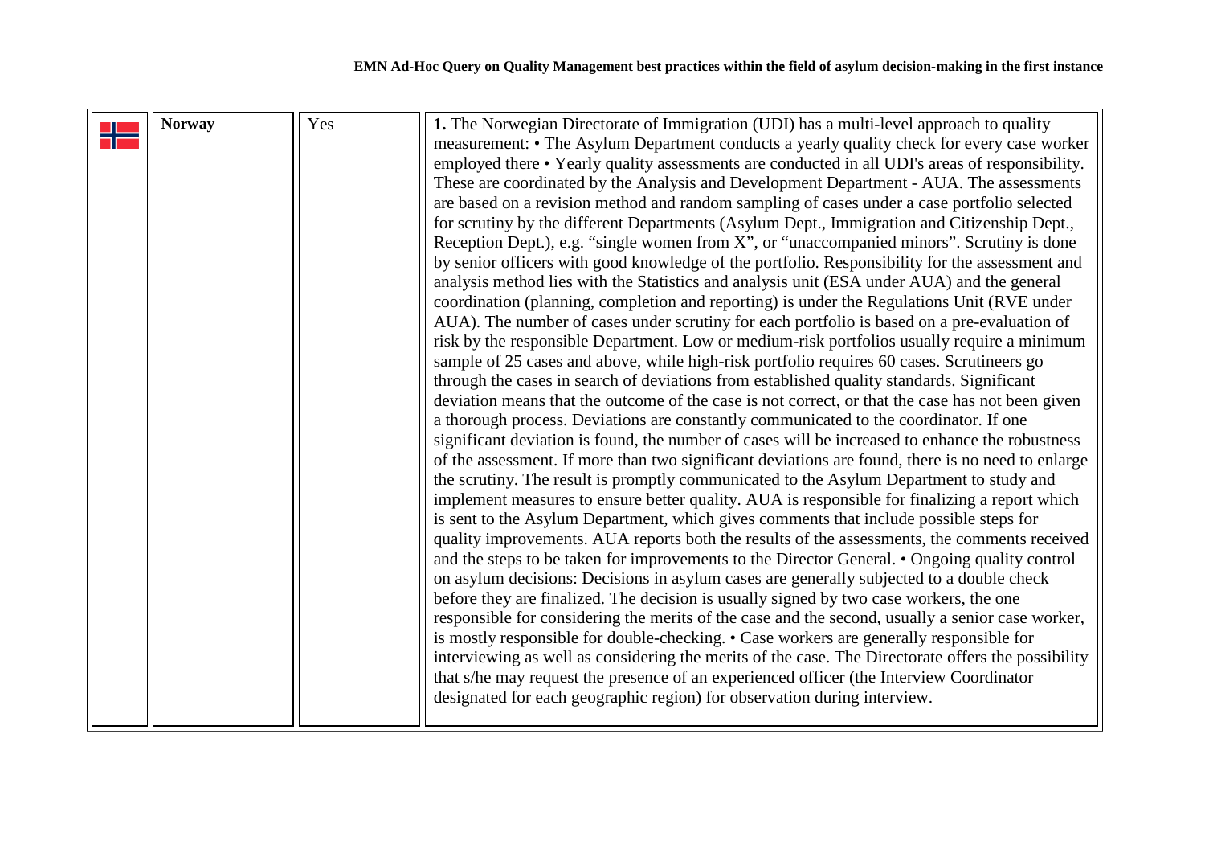| | Norway | Yes | **1.** The Norwegian Directorate of Immigration (UDI) has a multi-level approach to quality measurement: • The Asylum Department conducts a yearly quality check for every case worker employed there • Yearly quality assessments are conducted in all UDI's areas of responsibility. These are coordinated by the Analysis and Development Department - AUA. The assessments are based on a revision method and random sampling of cases under a case portfolio selected for scrutiny by the different Departments (Asylum Dept., Immigration and Citizenship Dept., Reception Dept.), e.g. "single women from X", or "unaccompanied minors". Scrutiny is done by senior officers with good knowledge of the portfolio. Responsibility for the assessment and analysis method lies with the Statistics and analysis unit (ESA under AUA) and the general coordination (planning, completion and reporting) is under the Regulations Unit (RVE under AUA). The number of cases under scrutiny for each portfolio is based on a pre-evaluation of risk by the responsible Department. Low or medium-risk portfolios usually require a minimum sample of 25 cases and above, while high-risk portfolio requires 60 cases. Scrutineers go through the cases in search of deviations from established quality standards. Significant deviation means that the outcome of the case is not correct, or that the case has not been given a thorough process. Deviations are constantly communicated to the coordinator. If one significant deviation is found, the number of cases will be increased to enhance the robustness of the assessment. If more than two significant deviations are found, there is no need to enlarge the scrutiny. The result is promptly communicated to the Asylum Department to study and implement measures to ensure better quality. AUA is responsible for finalizing a report which is sent to the Asylum Department, which gives comments that include possible steps for quality improvements. AUA reports both the results of the assessments, the comments received and the steps to be taken for improvements to the Director General. • Ongoing quality control on asylum decisions: Decisions in asylum cases are generally subjected to a double check before they are finalized. The decision is usually signed by two case workers, the one responsible for considering the merits of the case and the second, usually a senior case worker, is mostly responsible for double-checking. • Case workers are generally responsible for interviewing as well as considering the merits of the case. The Directorate offers the possibility that s/he may request the presence of an experienced officer (the Interview Coordinator designated for each geographic region) for observation during interview. |
|---|---|---|---|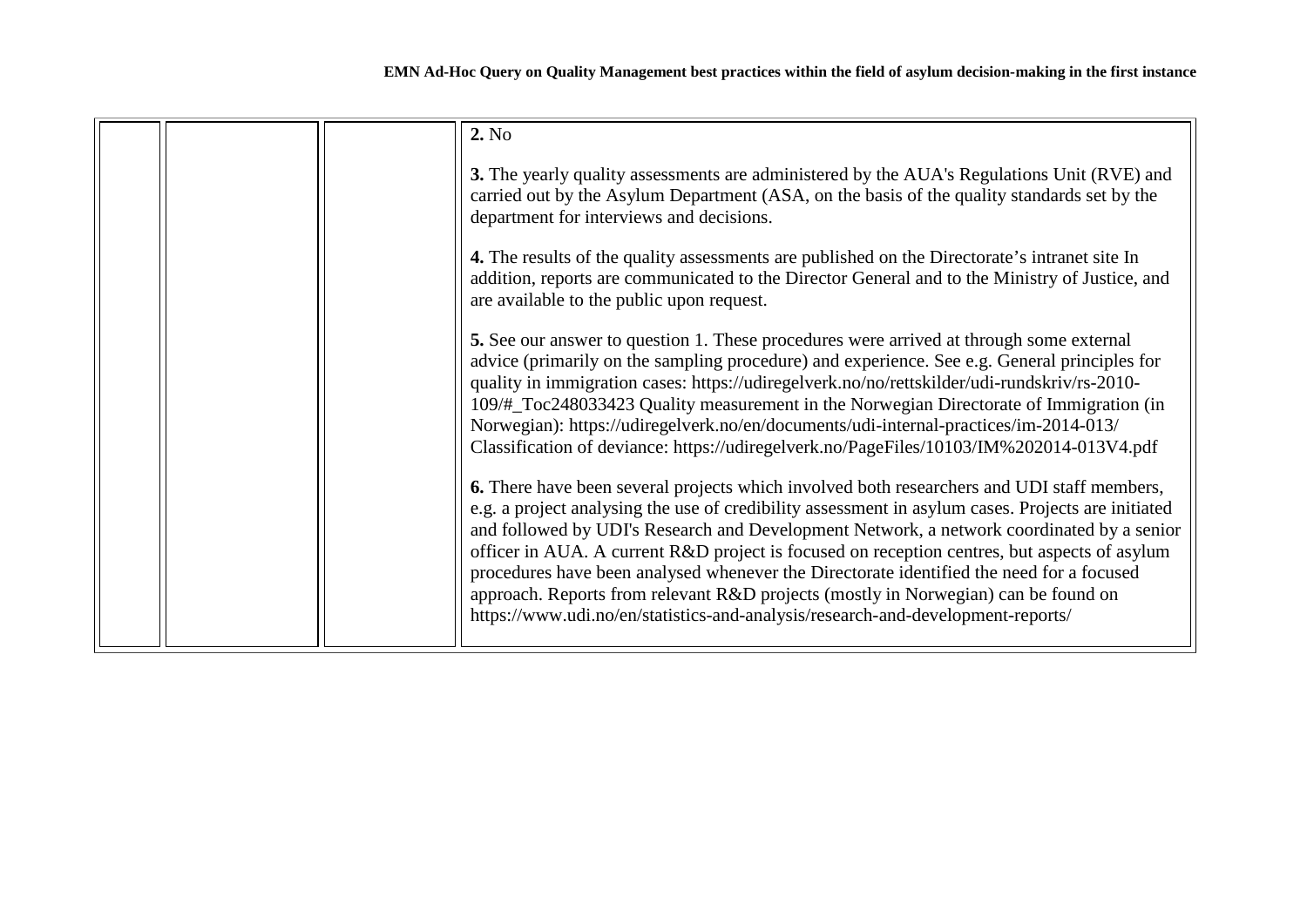| | | | |
|---|---|---|---|
| | | | **2.** No<br><br>**3.** The yearly quality assessments are administered by the AUA's Regulations Unit (RVE) and carried out by the Asylum Department (ASA, on the basis of the quality standards set by the department for interviews and decisions.<br><br>**4.** The results of the quality assessments are published on the Directorate's intranet site In addition, reports are communicated to the Director General and to the Ministry of Justice, and are available to the public upon request.<br><br>**5.** See our answer to question 1. These procedures were arrived at through some external advice (primarily on the sampling procedure) and experience. See e.g. General principles for quality in immigration cases: https://udiregelverk.no/no/rettskilder/udi-rundskriv/rs-2010-109/#_Toc248033423 Quality measurement in the Norwegian Directorate of Immigration (in Norwegian): https://udiregelverk.no/en/documents/udi-internal-practices/im-2014-013/ Classification of deviance: https://udiregelverk.no/PageFiles/10103/IM%202014-013V4.pdf<br><br>**6.** There have been several projects which involved both researchers and UDI staff members, e.g. a project analysing the use of credibility assessment in asylum cases. Projects are initiated and followed by UDI's Research and Development Network, a network coordinated by a senior officer in AUA. A current R&D project is focused on reception centres, but aspects of asylum procedures have been analysed whenever the Directorate identified the need for a focused approach. Reports from relevant R&D projects (mostly in Norwegian) can be found on https://www.udi.no/en/statistics-and-analysis/research-and-development-reports/ |